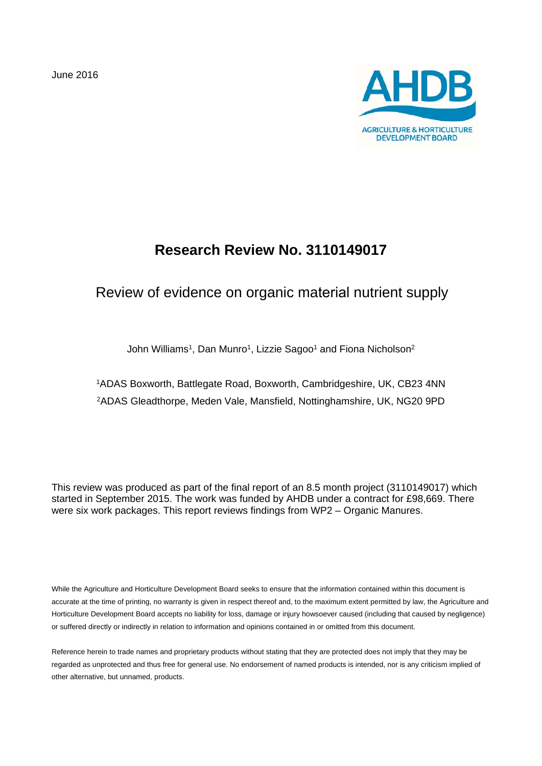June 2016

AHDB

AGRICULTURE & HORTICULTURE DEVELOPMENT BOARD

# Research Review No. 3110149017

## Review of evidence on organic material nutrient supply

John Williams[1], Dan Munro[1], Lizzie Sagoo[1] and Fiona Nicholson[2]

[1]ADAS Boxworth, Battlegate Road, Boxworth, Cambridgeshire, UK, CB23 4NN

[2]ADAS Gleadthorpe, Meden Vale, Mansfield, Nottinghamshire, UK, NG20 9PD

This review was produced as part of the final report of an 8.5 month project (3110149017) which started in September 2015. The work was funded by AHDB under a contract for £98,669. There were six work packages. This report reviews findings from WP2 – Organic Manures.

While the Agriculture and Horticulture Development Board seeks to ensure that the information contained within this document is accurate at the time of printing, no warranty is given in respect thereof and, to the maximum extent permitted by law, the Agriculture and Horticulture Development Board accepts no liability for loss, damage or injury howsoever caused (including that caused by negligence) or suffered directly or indirectly in relation to information and opinions contained in or omitted from this document.

Reference herein to trade names and proprietary products without stating that they are protected does not imply that they may be regarded as unprotected and thus free for general use. No endorsement of named products is intended, nor is any criticism implied of other alternative, but unnamed, products.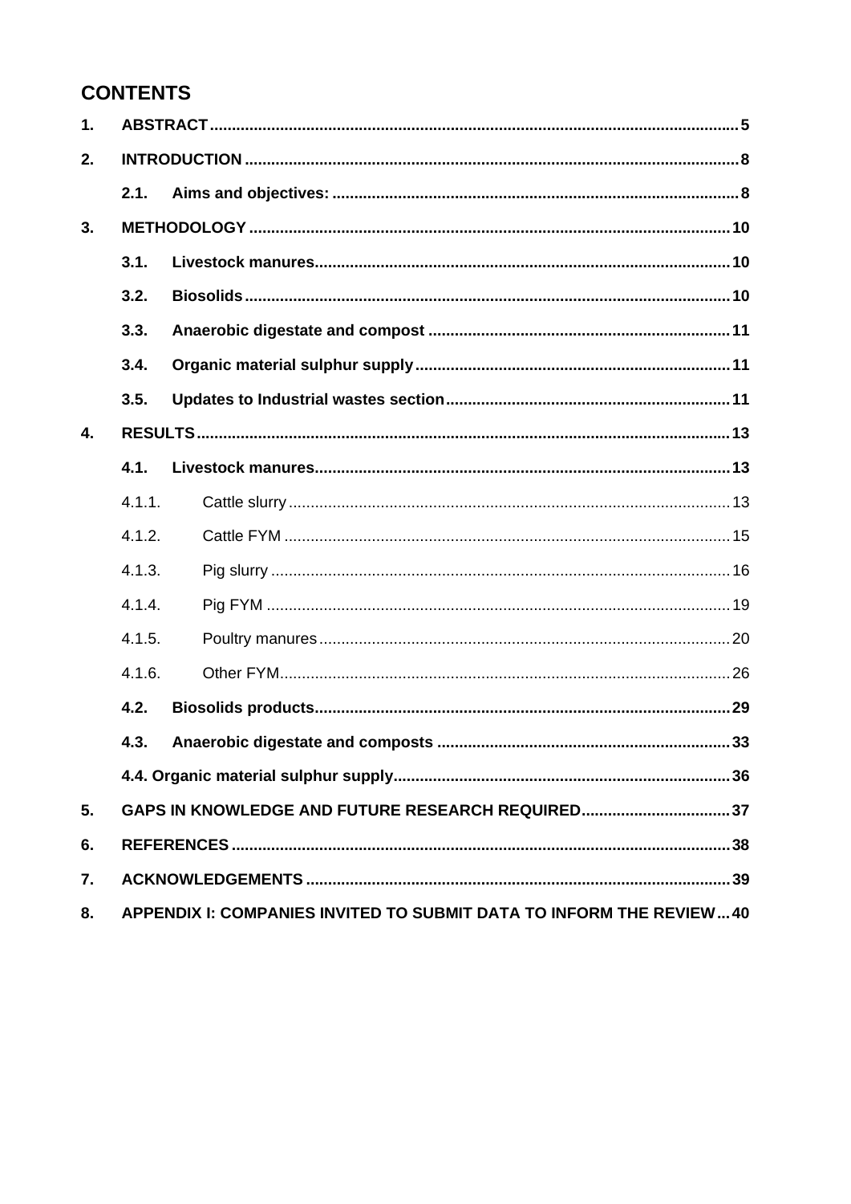# CONTENTS

1. **ABSTRACT** ..... 5
2. **INTRODUCTION** ..... 8
   - **2.1. Aims and objectives:** ..... 8
3. **METHODOLOGY** ..... 10
   - **3.1. Livestock manures** ..... 10
   - **3.2. Biosolids** ..... 10
   - **3.3. Anaerobic digestate and compost** ..... 11
   - **3.4. Organic material sulphur supply** ..... 11
   - **3.5. Updates to Industrial wastes section** ..... 11
4. **RESULTS** ..... 13
   - **4.1. Livestock manures** ..... 13
     - 4.1.1. Cattle slurry ..... 13
     - 4.1.2. Cattle FYM ..... 15
     - 4.1.3. Pig slurry ..... 16
     - 4.1.4. Pig FYM ..... 19
     - 4.1.5. Poultry manures ..... 20
     - 4.1.6. Other FYM ..... 26
   - **4.2. Biosolids products** ..... 29
   - **4.3. Anaerobic digestate and composts** ..... 33
   - **4.4. Organic material sulphur supply** ..... 36
5. **GAPS IN KNOWLEDGE AND FUTURE RESEARCH REQUIRED** ..... 37
6. **REFERENCES** ..... 38
7. **ACKNOWLEDGEMENTS** ..... 39
8. **APPENDIX I: COMPANIES INVITED TO SUBMIT DATA TO INFORM THE REVIEW** ..... 40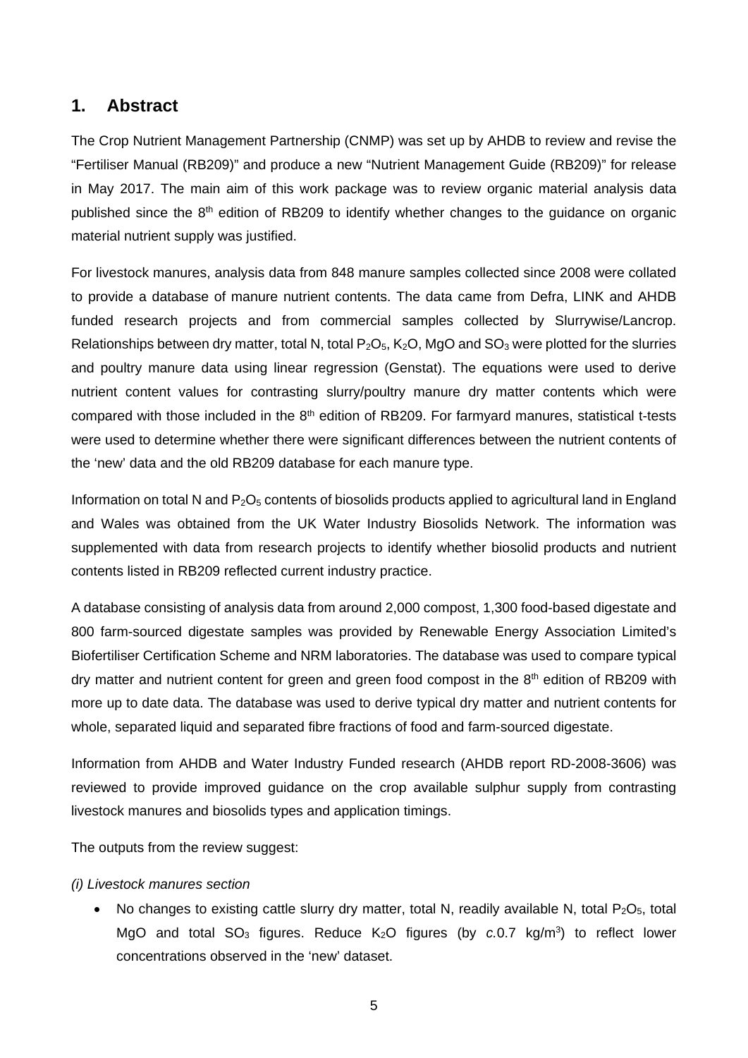## 1. Abstract

The Crop Nutrient Management Partnership (CNMP) was set up by AHDB to review and revise the "Fertiliser Manual (RB209)" and produce a new "Nutrient Management Guide (RB209)" for release in May 2017. The main aim of this work package was to review organic material analysis data published since the 8th edition of RB209 to identify whether changes to the guidance on organic material nutrient supply was justified.

For livestock manures, analysis data from 848 manure samples collected since 2008 were collated to provide a database of manure nutrient contents. The data came from Defra, LINK and AHDB funded research projects and from commercial samples collected by Slurrywise/Lancrop. Relationships between dry matter, total N, total $P_2O_5$, $K_2O$, MgO and $SO_3$ were plotted for the slurries and poultry manure data using linear regression (Genstat). The equations were used to derive nutrient content values for contrasting slurry/poultry manure dry matter contents which were compared with those included in the 8th edition of RB209. For farmyard manures, statistical t-tests were used to determine whether there were significant differences between the nutrient contents of the 'new' data and the old RB209 database for each manure type.

Information on total N and $P_2O_5$ contents of biosolids products applied to agricultural land in England and Wales was obtained from the UK Water Industry Biosolids Network. The information was supplemented with data from research projects to identify whether biosolid products and nutrient contents listed in RB209 reflected current industry practice.

A database consisting of analysis data from around 2,000 compost, 1,300 food-based digestate and 800 farm-sourced digestate samples was provided by Renewable Energy Association Limited's Biofertiliser Certification Scheme and NRM laboratories. The database was used to compare typical dry matter and nutrient content for green and green food compost in the 8th edition of RB209 with more up to date data. The database was used to derive typical dry matter and nutrient contents for whole, separated liquid and separated fibre fractions of food and farm-sourced digestate.

Information from AHDB and Water Industry Funded research (AHDB report RD-2008-3606) was reviewed to provide improved guidance on the crop available sulphur supply from contrasting livestock manures and biosolids types and application timings.

The outputs from the review suggest:

*(i) Livestock manures section*

- No changes to existing cattle slurry dry matter, total N, readily available N, total $P_2O_5$, total MgO and total $SO_3$ figures. Reduce $K_2O$ figures (by *c.*0.7 kg/m$^3$) to reflect lower concentrations observed in the 'new' dataset.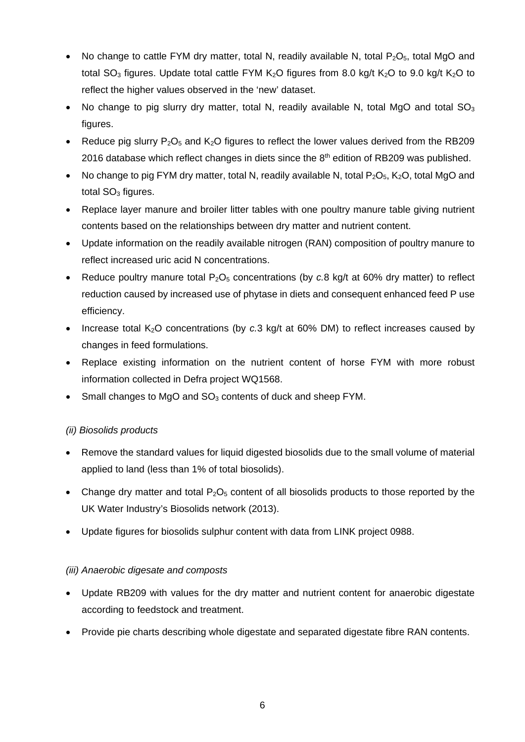- No change to cattle FYM dry matter, total N, readily available N, total $P_2O_5$, total MgO and total $SO_3$ figures. Update total cattle FYM $K_2O$ figures from 8.0 kg/t $K_2O$ to 9.0 kg/t $K_2O$ to reflect the higher values observed in the 'new' dataset.
- No change to pig slurry dry matter, total N, readily available N, total MgO and total $SO_3$ figures.
- Reduce pig slurry $P_2O_5$ and $K_2O$ figures to reflect the lower values derived from the RB209 2016 database which reflect changes in diets since the 8th edition of RB209 was published.
- No change to pig FYM dry matter, total N, readily available N, total $P_2O_5$, $K_2O$, total MgO and total $SO_3$ figures.
- Replace layer manure and broiler litter tables with one poultry manure table giving nutrient contents based on the relationships between dry matter and nutrient content.
- Update information on the readily available nitrogen (RAN) composition of poultry manure to reflect increased uric acid N concentrations.
- Reduce poultry manure total $P_2O_5$ concentrations (by *c.*8 kg/t at 60% dry matter) to reflect reduction caused by increased use of phytase in diets and consequent enhanced feed P use efficiency.
- Increase total $K_2O$ concentrations (by *c.*3 kg/t at 60% DM) to reflect increases caused by changes in feed formulations.
- Replace existing information on the nutrient content of horse FYM with more robust information collected in Defra project WQ1568.
- Small changes to MgO and $SO_3$ contents of duck and sheep FYM.

*(ii) Biosolids products*

- Remove the standard values for liquid digested biosolids due to the small volume of material applied to land (less than 1% of total biosolids).
- Change dry matter and total $P_2O_5$ content of all biosolids products to those reported by the UK Water Industry's Biosolids network (2013).
- Update figures for biosolids sulphur content with data from LINK project 0988.

*(iii) Anaerobic digesate and composts*

- Update RB209 with values for the dry matter and nutrient content for anaerobic digestate according to feedstock and treatment.
- Provide pie charts describing whole digestate and separated digestate fibre RAN contents.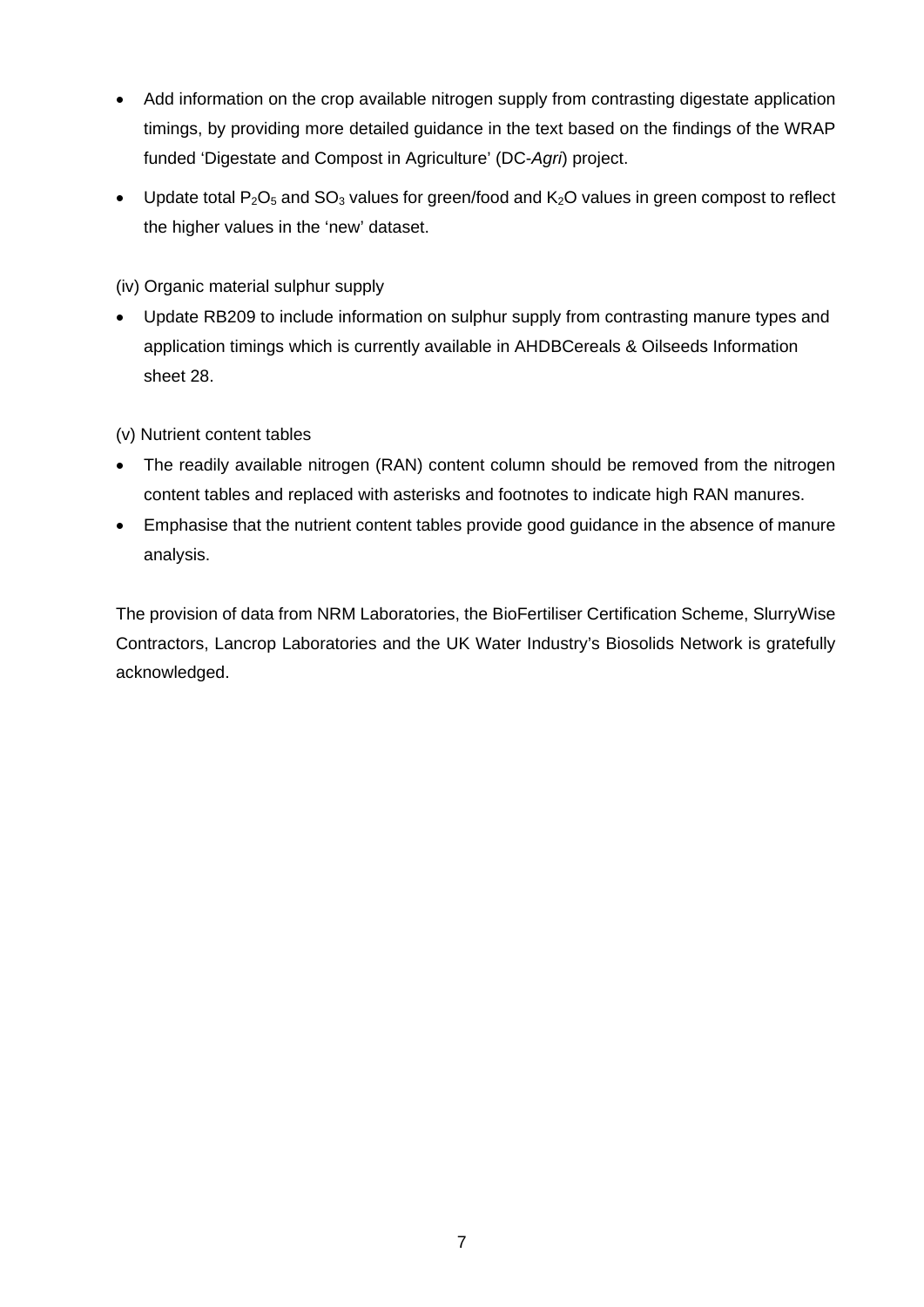- Add information on the crop available nitrogen supply from contrasting digestate application timings, by providing more detailed guidance in the text based on the findings of the WRAP funded 'Digestate and Compost in Agriculture' (DC-*Agri*) project.
- Update total $P_2O_5$ and $SO_3$ values for green/food and $K_2O$ values in green compost to reflect the higher values in the 'new' dataset.

(iv) Organic material sulphur supply

- Update RB209 to include information on sulphur supply from contrasting manure types and application timings which is currently available in AHDBCereals & Oilseeds Information sheet 28.

(v) Nutrient content tables

- The readily available nitrogen (RAN) content column should be removed from the nitrogen content tables and replaced with asterisks and footnotes to indicate high RAN manures.
- Emphasise that the nutrient content tables provide good guidance in the absence of manure analysis.

The provision of data from NRM Laboratories, the BioFertiliser Certification Scheme, SlurryWise Contractors, Lancrop Laboratories and the UK Water Industry's Biosolids Network is gratefully acknowledged.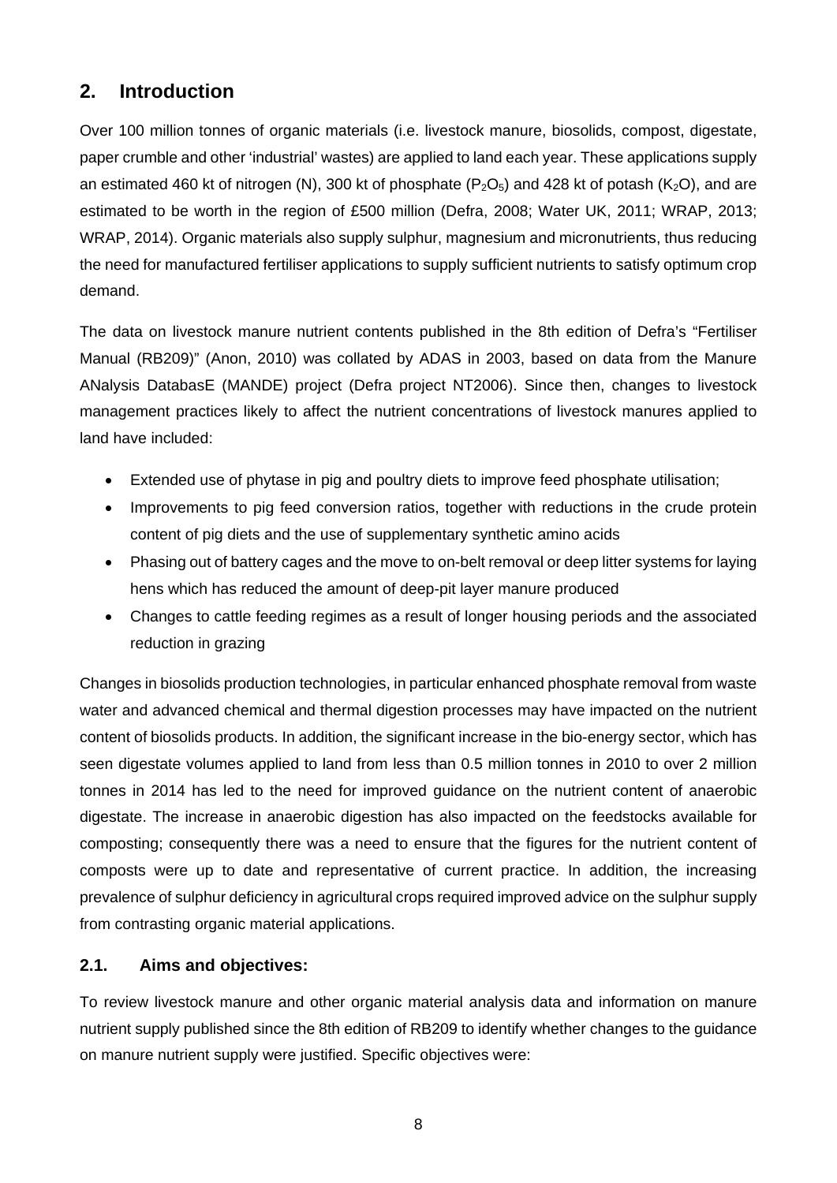## 2. Introduction

Over 100 million tonnes of organic materials (i.e. livestock manure, biosolids, compost, digestate, paper crumble and other 'industrial' wastes) are applied to land each year. These applications supply an estimated 460 kt of nitrogen (N), 300 kt of phosphate ($P_2O_5$) and 428 kt of potash ($K_2O$), and are estimated to be worth in the region of £500 million (Defra, 2008; Water UK, 2011; WRAP, 2013; WRAP, 2014). Organic materials also supply sulphur, magnesium and micronutrients, thus reducing the need for manufactured fertiliser applications to supply sufficient nutrients to satisfy optimum crop demand.

The data on livestock manure nutrient contents published in the 8th edition of Defra's "Fertiliser Manual (RB209)" (Anon, 2010) was collated by ADAS in 2003, based on data from the Manure ANalysis DatabasE (MANDE) project (Defra project NT2006). Since then, changes to livestock management practices likely to affect the nutrient concentrations of livestock manures applied to land have included:

- Extended use of phytase in pig and poultry diets to improve feed phosphate utilisation;
- Improvements to pig feed conversion ratios, together with reductions in the crude protein content of pig diets and the use of supplementary synthetic amino acids
- Phasing out of battery cages and the move to on-belt removal or deep litter systems for laying hens which has reduced the amount of deep-pit layer manure produced
- Changes to cattle feeding regimes as a result of longer housing periods and the associated reduction in grazing

Changes in biosolids production technologies, in particular enhanced phosphate removal from waste water and advanced chemical and thermal digestion processes may have impacted on the nutrient content of biosolids products. In addition, the significant increase in the bio-energy sector, which has seen digestate volumes applied to land from less than 0.5 million tonnes in 2010 to over 2 million tonnes in 2014 has led to the need for improved guidance on the nutrient content of anaerobic digestate. The increase in anaerobic digestion has also impacted on the feedstocks available for composting; consequently there was a need to ensure that the figures for the nutrient content of composts were up to date and representative of current practice. In addition, the increasing prevalence of sulphur deficiency in agricultural crops required improved advice on the sulphur supply from contrasting organic material applications.

### 2.1. Aims and objectives:

To review livestock manure and other organic material analysis data and information on manure nutrient supply published since the 8th edition of RB209 to identify whether changes to the guidance on manure nutrient supply were justified. Specific objectives were: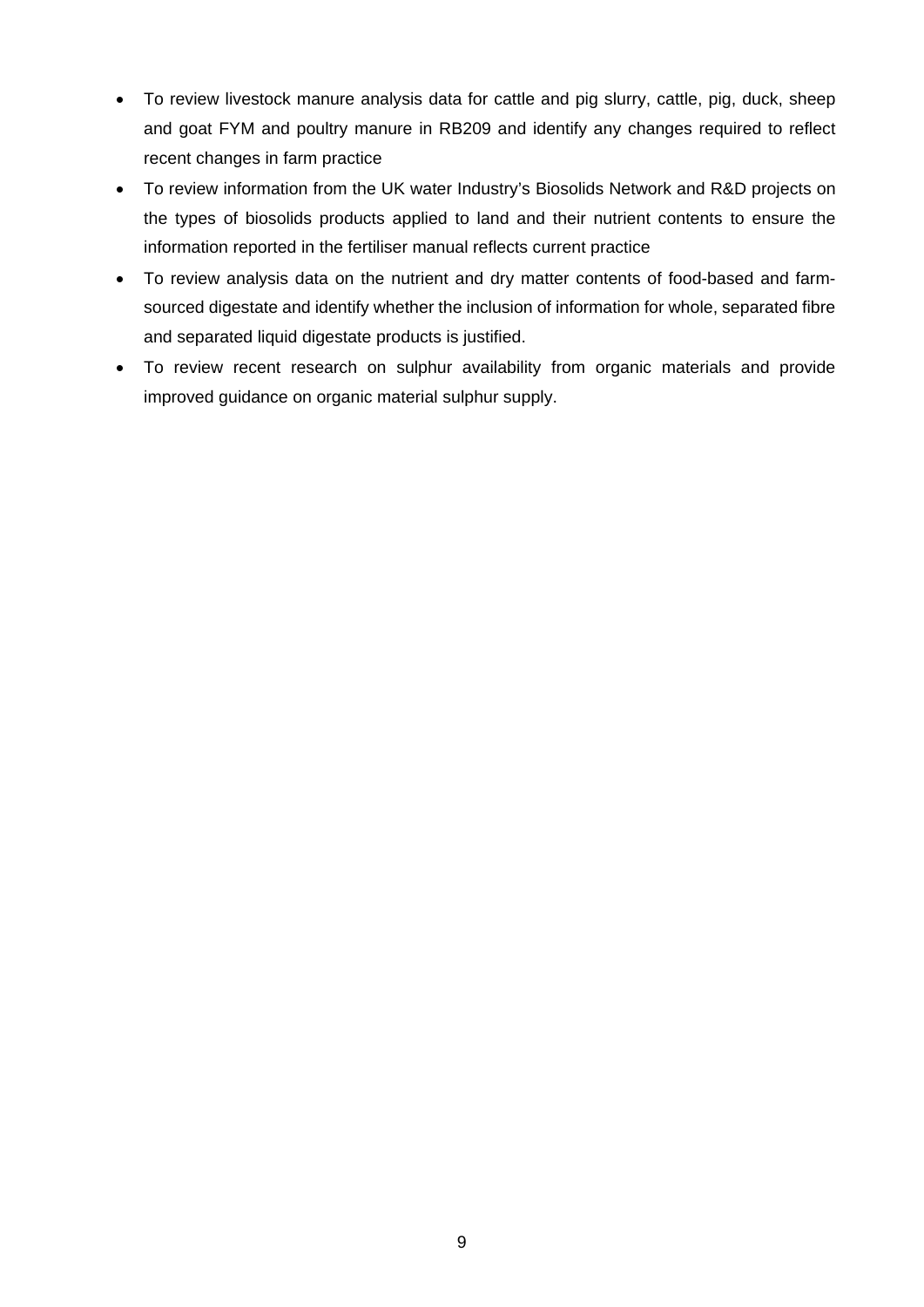- To review livestock manure analysis data for cattle and pig slurry, cattle, pig, duck, sheep and goat FYM and poultry manure in RB209 and identify any changes required to reflect recent changes in farm practice
- To review information from the UK water Industry's Biosolids Network and R&D projects on the types of biosolids products applied to land and their nutrient contents to ensure the information reported in the fertiliser manual reflects current practice
- To review analysis data on the nutrient and dry matter contents of food-based and farm-sourced digestate and identify whether the inclusion of information for whole, separated fibre and separated liquid digestate products is justified.
- To review recent research on sulphur availability from organic materials and provide improved guidance on organic material sulphur supply.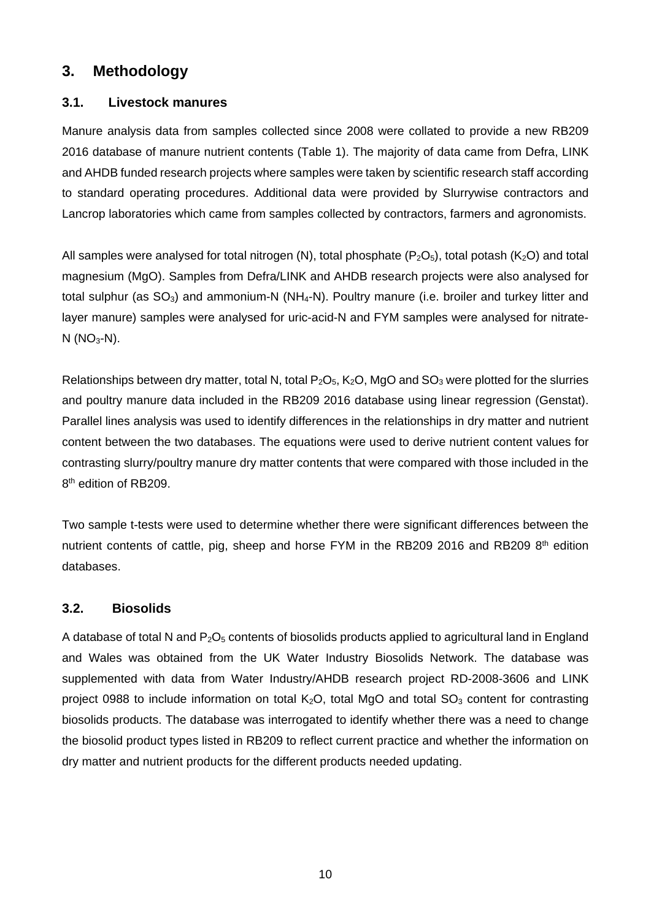# 3. Methodology

## 3.1. Livestock manures

Manure analysis data from samples collected since 2008 were collated to provide a new RB209 2016 database of manure nutrient contents (Table 1). The majority of data came from Defra, LINK and AHDB funded research projects where samples were taken by scientific research staff according to standard operating procedures. Additional data were provided by Slurrywise contractors and Lancrop laboratories which came from samples collected by contractors, farmers and agronomists.

All samples were analysed for total nitrogen (N), total phosphate ($P_2O_5$), total potash ($K_2O$) and total magnesium (MgO). Samples from Defra/LINK and AHDB research projects were also analysed for total sulphur (as $SO_3$) and ammonium-N ($NH_4$-N). Poultry manure (i.e. broiler and turkey litter and layer manure) samples were analysed for uric-acid-N and FYM samples were analysed for nitrate-N ($NO_3$-N).

Relationships between dry matter, total N, total $P_2O_5$, $K_2O$, MgO and $SO_3$ were plotted for the slurries and poultry manure data included in the RB209 2016 database using linear regression (Genstat). Parallel lines analysis was used to identify differences in the relationships in dry matter and nutrient content between the two databases. The equations were used to derive nutrient content values for contrasting slurry/poultry manure dry matter contents that were compared with those included in the 8th edition of RB209.

Two sample t-tests were used to determine whether there were significant differences between the nutrient contents of cattle, pig, sheep and horse FYM in the RB209 2016 and RB209 8th edition databases.

## 3.2. Biosolids

A database of total N and $P_2O_5$ contents of biosolids products applied to agricultural land in England and Wales was obtained from the UK Water Industry Biosolids Network. The database was supplemented with data from Water Industry/AHDB research project RD-2008-3606 and LINK project 0988 to include information on total $K_2O$, total MgO and total $SO_3$ content for contrasting biosolids products. The database was interrogated to identify whether there was a need to change the biosolid product types listed in RB209 to reflect current practice and whether the information on dry matter and nutrient products for the different products needed updating.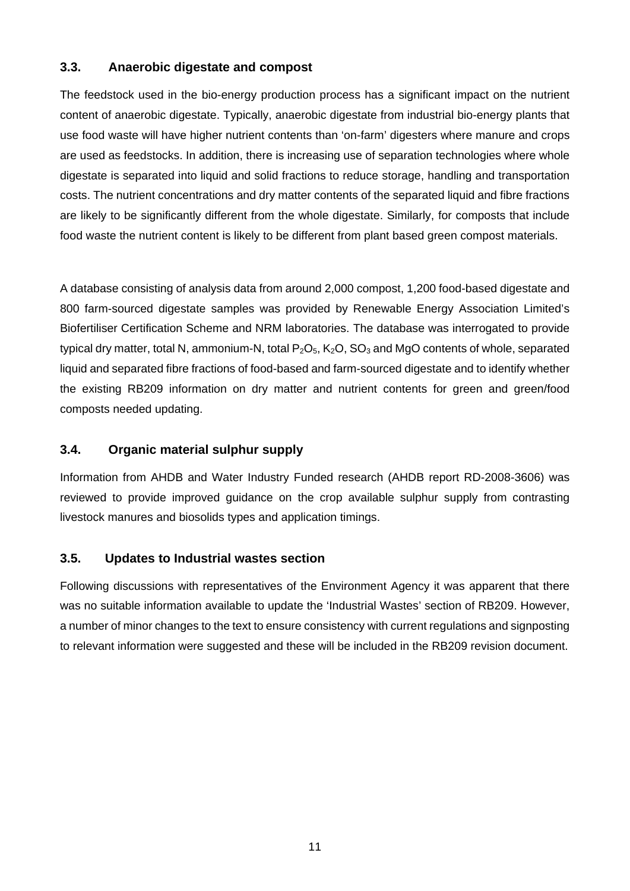### 3.3. Anaerobic digestate and compost

The feedstock used in the bio-energy production process has a significant impact on the nutrient content of anaerobic digestate. Typically, anaerobic digestate from industrial bio-energy plants that use food waste will have higher nutrient contents than 'on-farm' digesters where manure and crops are used as feedstocks. In addition, there is increasing use of separation technologies where whole digestate is separated into liquid and solid fractions to reduce storage, handling and transportation costs. The nutrient concentrations and dry matter contents of the separated liquid and fibre fractions are likely to be significantly different from the whole digestate. Similarly, for composts that include food waste the nutrient content is likely to be different from plant based green compost materials.

A database consisting of analysis data from around 2,000 compost, 1,200 food-based digestate and 800 farm-sourced digestate samples was provided by Renewable Energy Association Limited's Biofertiliser Certification Scheme and NRM laboratories. The database was interrogated to provide typical dry matter, total N, ammonium-N, total $P_2O_5$, $K_2O$, $SO_3$ and MgO contents of whole, separated liquid and separated fibre fractions of food-based and farm-sourced digestate and to identify whether the existing RB209 information on dry matter and nutrient contents for green and green/food composts needed updating.

### 3.4. Organic material sulphur supply

Information from AHDB and Water Industry Funded research (AHDB report RD-2008-3606) was reviewed to provide improved guidance on the crop available sulphur supply from contrasting livestock manures and biosolids types and application timings.

### 3.5. Updates to Industrial wastes section

Following discussions with representatives of the Environment Agency it was apparent that there was no suitable information available to update the 'Industrial Wastes' section of RB209. However, a number of minor changes to the text to ensure consistency with current regulations and signposting to relevant information were suggested and these will be included in the RB209 revision document.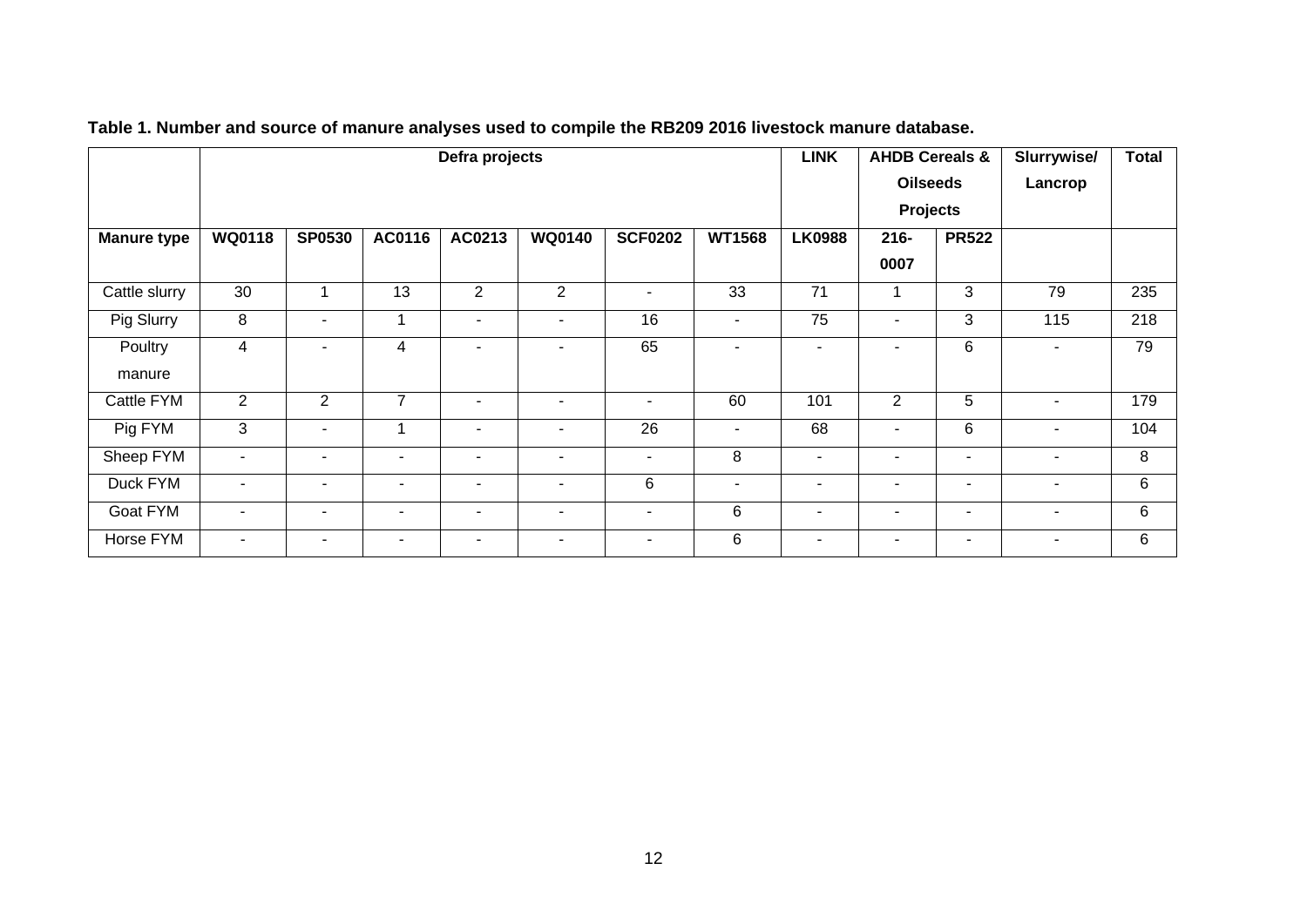**Table 1. Number and source of manure analyses used to compile the RB209 2016 livestock manure database.**

| | Defra projects | | | | | | | LINK | AHDB Cereals & Oilseeds Projects | | Slurrywise/ Lancrop | Total |
|---|---|---|---|---|---|---|---|---|---|---|---|---|
| **Manure type** | **WQ0118** | **SP0530** | **AC0116** | **AC0213** | **WQ0140** | **SCF0202** | **WT1568** | **LK0988** | **216-0007** | **PR522** | | |
| Cattle slurry | 30 | 1 | 13 | 2 | 2 | - | 33 | 71 | 1 | 3 | 79 | 235 |
| Pig Slurry | 8 | - | 1 | - | - | 16 | - | 75 | - | 3 | 115 | 218 |
| Poultry manure | 4 | - | 4 | - | - | 65 | - | - | - | 6 | - | 79 |
| Cattle FYM | 2 | 2 | 7 | - | - | - | 60 | 101 | 2 | 5 | - | 179 |
| Pig FYM | 3 | - | 1 | - | - | 26 | - | 68 | - | 6 | - | 104 |
| Sheep FYM | - | - | - | - | - | - | 8 | - | - | - | - | 8 |
| Duck FYM | - | - | - | - | - | 6 | - | - | - | - | - | 6 |
| Goat FYM | - | - | - | - | - | - | 6 | - | - | - | - | 6 |
| Horse FYM | - | - | - | - | - | - | 6 | - | - | - | - | 6 |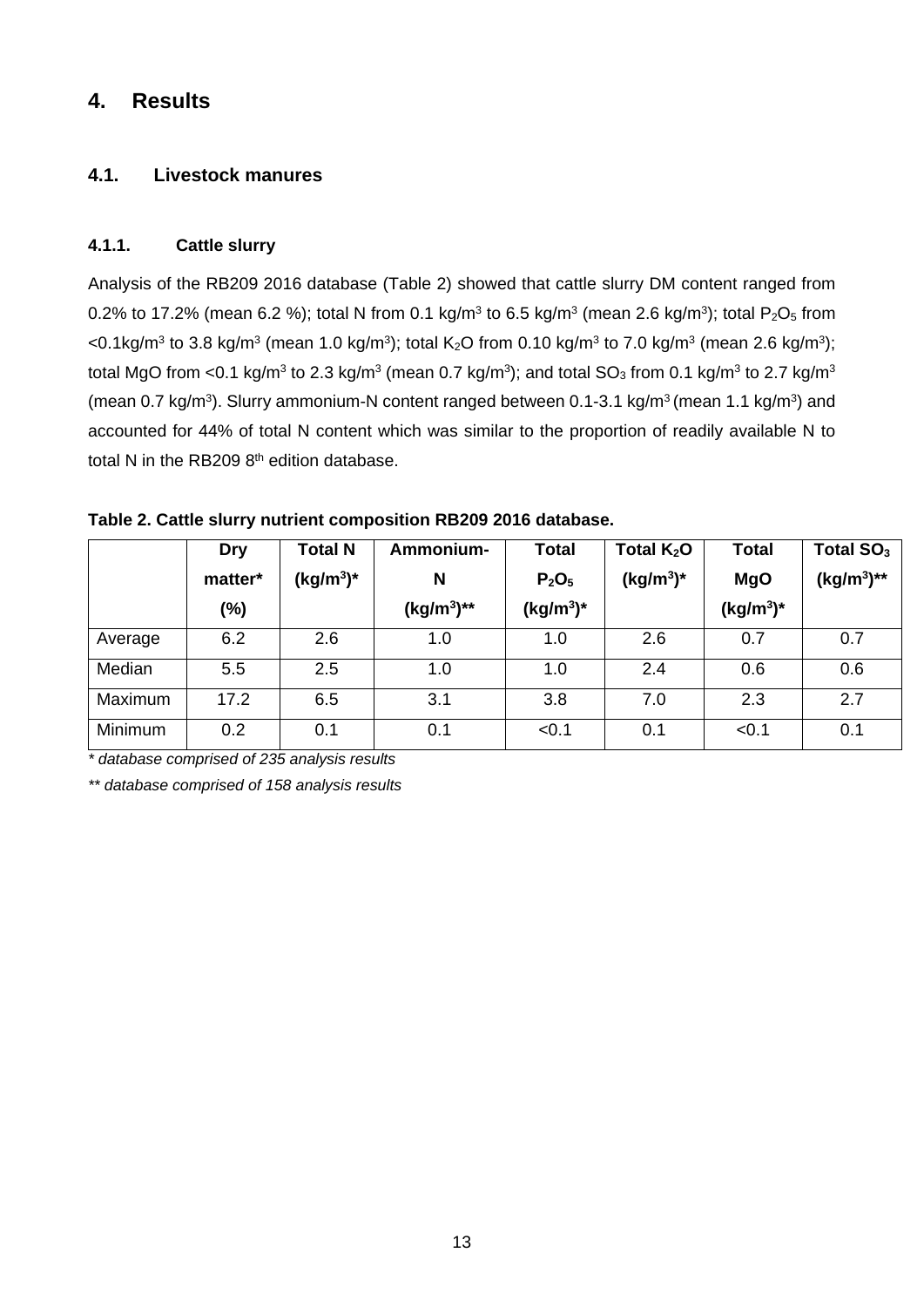# 4. Results

## 4.1. Livestock manures

### 4.1.1. Cattle slurry

Analysis of the RB209 2016 database (Table 2) showed that cattle slurry DM content ranged from 0.2% to 17.2% (mean 6.2 %); total N from 0.1 kg/m$^3$ to 6.5 kg/m$^3$ (mean 2.6 kg/m$^3$); total $P_2O_5$ from <0.1kg/m$^3$ to 3.8 kg/m$^3$ (mean 1.0 kg/m$^3$); total $K_2O$ from 0.10 kg/m$^3$ to 7.0 kg/m$^3$ (mean 2.6 kg/m$^3$); total MgO from <0.1 kg/m$^3$ to 2.3 kg/m$^3$ (mean 0.7 kg/m$^3$); and total $SO_3$ from 0.1 kg/m$^3$ to 2.7 kg/m$^3$ (mean 0.7 kg/m$^3$). Slurry ammonium-N content ranged between 0.1-3.1 kg/m$^3$ (mean 1.1 kg/m$^3$) and accounted for 44% of total N content which was similar to the proportion of readily available N to total N in the RB209 8th edition database.

**Table 2. Cattle slurry nutrient composition RB209 2016 database.**

| | Dry matter* (%) | Total N (kg/m$^3$)* | Ammonium-N (kg/m$^3$)** | Total $P_2O_5$ (kg/m$^3$)* | Total $K_2O$ (kg/m$^3$)* | Total MgO (kg/m$^3$)* | Total $SO_3$ (kg/m$^3$)** |
|---|---|---|---|---|---|---|---|
| Average | 6.2 | 2.6 | 1.0 | 1.0 | 2.6 | 0.7 | 0.7 |
| Median | 5.5 | 2.5 | 1.0 | 1.0 | 2.4 | 0.6 | 0.6 |
| Maximum | 17.2 | 6.5 | 3.1 | 3.8 | 7.0 | 2.3 | 2.7 |
| Minimum | 0.2 | 0.1 | 0.1 | <0.1 | 0.1 | <0.1 | 0.1 |

*\* database comprised of 235 analysis results*

*\*\* database comprised of 158 analysis results*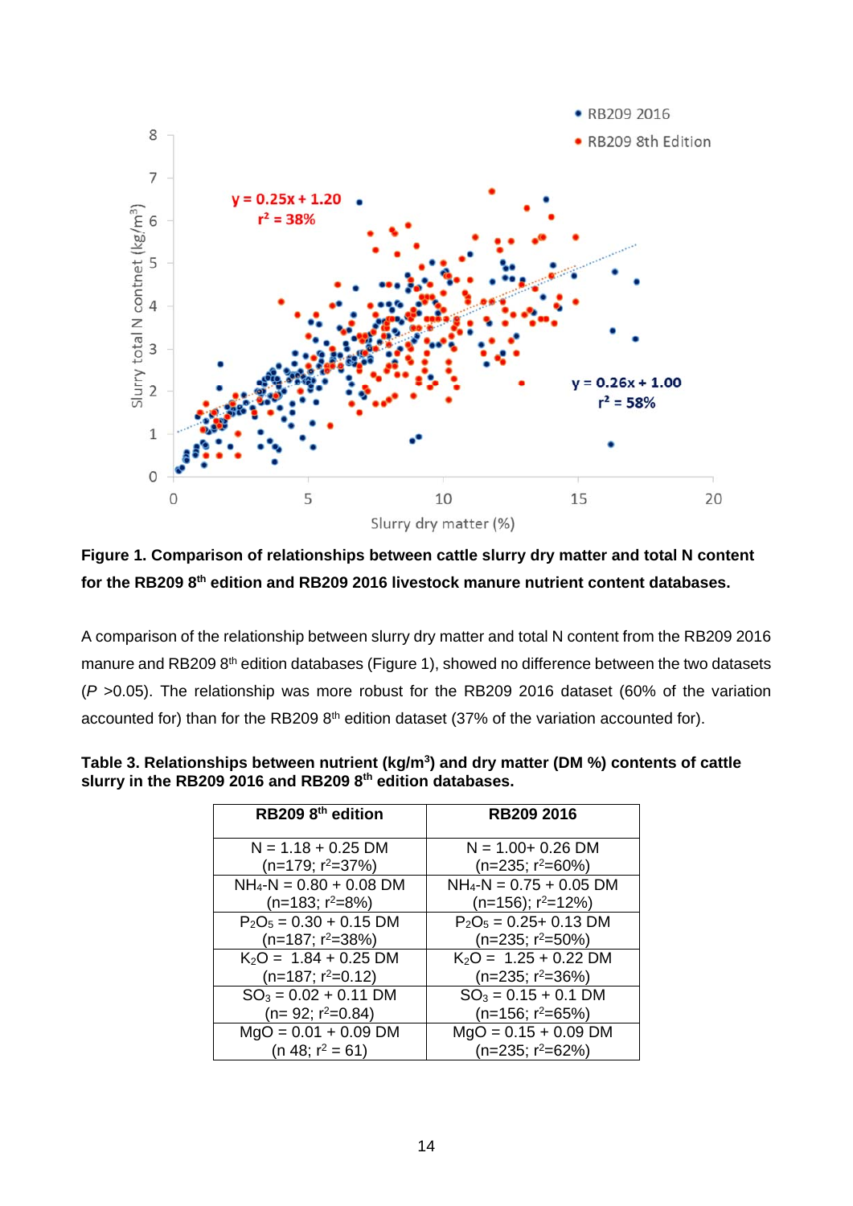**Figure 1. Comparison of relationships between cattle slurry dry matter and total N content for the RB209 8th edition and RB209 2016 livestock manure nutrient content databases.**

A comparison of the relationship between slurry dry matter and total N content from the RB209 2016 manure and RB209 8th edition databases (Figure 1), showed no difference between the two datasets (*P* >0.05). The relationship was more robust for the RB209 2016 dataset (60% of the variation accounted for) than for the RB209 8th edition dataset (37% of the variation accounted for).

**Table 3. Relationships between nutrient (kg/m³) and dry matter (DM %) contents of cattle slurry in the RB209 2016 and RB209 8th edition databases.**

| RB209 8th edition | RB209 2016 |
|---|---|
| N = 1.18 + 0.25 DM (n=179; $r^2$=37%) | N = 1.00+ 0.26 DM (n=235; $r^2$=60%) |
| $NH_4$-N = 0.80 + 0.08 DM (n=183; $r^2$=8%) | $NH_4$-N = 0.75 + 0.05 DM (n=156); $r^2$=12%) |
| $P_2O_5$ = 0.30 + 0.15 DM (n=187; $r^2$=38%) | $P_2O_5$ = 0.25+ 0.13 DM (n=235; $r^2$=50%) |
| $K_2O$ = 1.84 + 0.25 DM (n=187; $r^2$=0.12) | $K_2O$ = 1.25 + 0.22 DM (n=235; $r^2$=36%) |
| $SO_3$ = 0.02 + 0.11 DM (n= 92; $r^2$=0.84) | $SO_3$ = 0.15 + 0.1 DM (n=156; $r^2$=65%) |
| MgO = 0.01 + 0.09 DM (n 48; $r^2$ = 61) | MgO = 0.15 + 0.09 DM (n=235; $r^2$=62%) |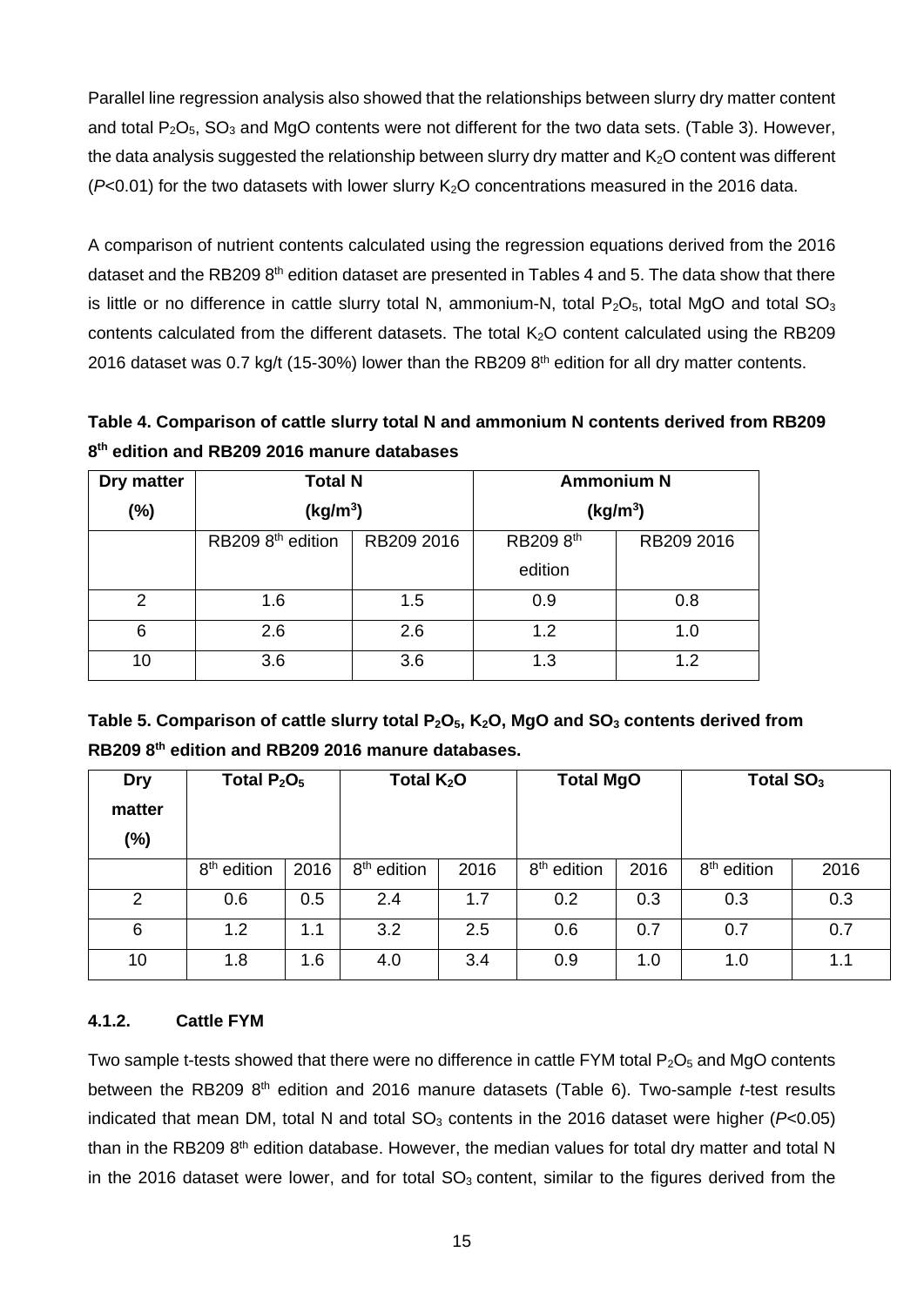Parallel line regression analysis also showed that the relationships between slurry dry matter content and total $P_2O_5$, $SO_3$ and MgO contents were not different for the two data sets. (Table 3). However, the data analysis suggested the relationship between slurry dry matter and $K_2O$ content was different ($P$<0.01) for the two datasets with lower slurry $K_2O$ concentrations measured in the 2016 data.

A comparison of nutrient contents calculated using the regression equations derived from the 2016 dataset and the RB209 8th edition dataset are presented in Tables 4 and 5. The data show that there is little or no difference in cattle slurry total N, ammonium-N, total $P_2O_5$, total MgO and total $SO_3$ contents calculated from the different datasets. The total $K_2O$ content calculated using the RB209 2016 dataset was 0.7 kg/t (15-30%) lower than the RB209 8th edition for all dry matter contents.

**Table 4. Comparison of cattle slurry total N and ammonium N contents derived from RB209 8th edition and RB209 2016 manure databases**

| Dry matter (%) | Total N ($kg/m^3$) | | Ammonium N ($kg/m^3$) | |
|---|---|---|---|---|
| | RB209 8th edition | RB209 2016 | RB209 8th edition | RB209 2016 |
| 2 | 1.6 | 1.5 | 0.9 | 0.8 |
| 6 | 2.6 | 2.6 | 1.2 | 1.0 |
| 10 | 3.6 | 3.6 | 1.3 | 1.2 |

**Table 5. Comparison of cattle slurry total $P_2O_5$, $K_2O$, MgO and $SO_3$ contents derived from RB209 8th edition and RB209 2016 manure databases.**

| Dry matter (%) | Total $P_2O_5$ | | Total $K_2O$ | | Total MgO | | Total $SO_3$ | |
|---|---|---|---|---|---|---|---|---|
| | 8th edition | 2016 | 8th edition | 2016 | 8th edition | 2016 | 8th edition | 2016 |
| 2 | 0.6 | 0.5 | 2.4 | 1.7 | 0.2 | 0.3 | 0.3 | 0.3 |
| 6 | 1.2 | 1.1 | 3.2 | 2.5 | 0.6 | 0.7 | 0.7 | 0.7 |
| 10 | 1.8 | 1.6 | 4.0 | 3.4 | 0.9 | 1.0 | 1.0 | 1.1 |

#### 4.1.2. Cattle FYM

Two sample t-tests showed that there were no difference in cattle FYM total $P_2O_5$ and MgO contents between the RB209 8th edition and 2016 manure datasets (Table 6). Two-sample *t*-test results indicated that mean DM, total N and total $SO_3$ contents in the 2016 dataset were higher ($P$<0.05) than in the RB209 8th edition database. However, the median values for total dry matter and total N in the 2016 dataset were lower, and for total $SO_3$ content, similar to the figures derived from the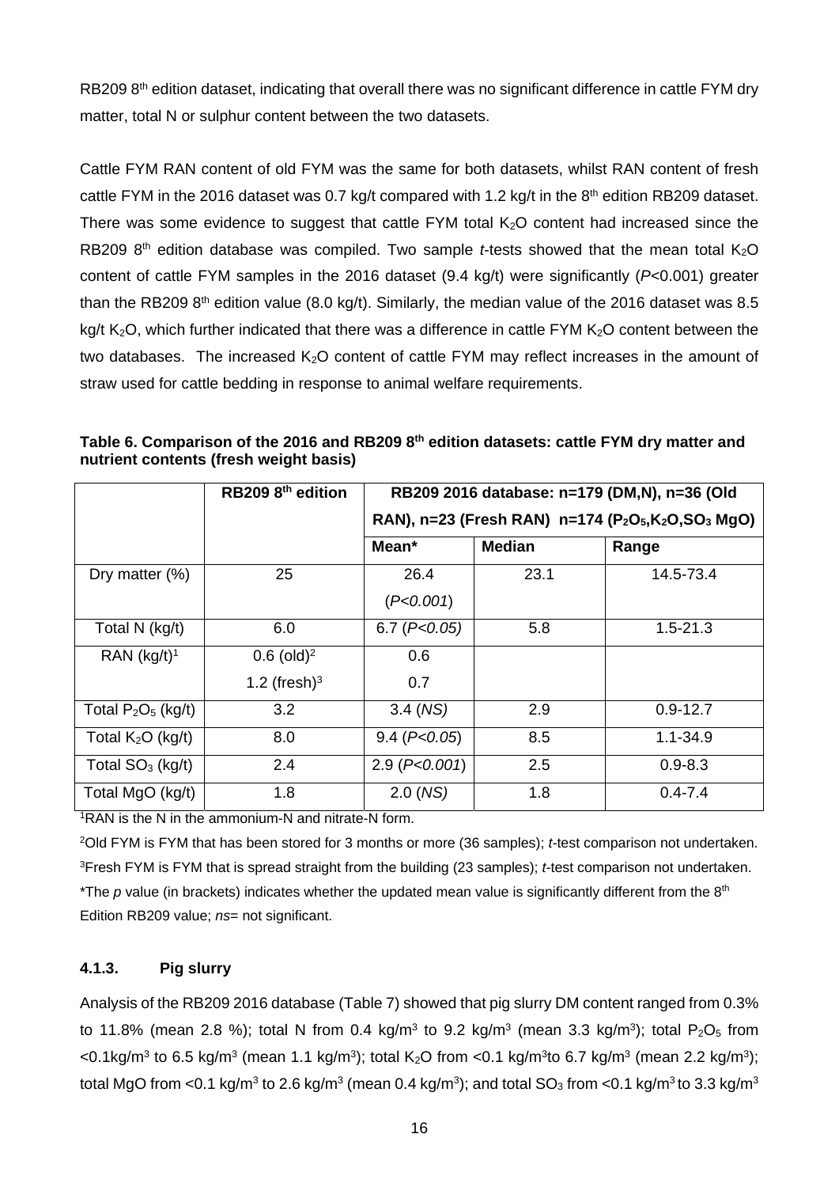RB209 8th edition dataset, indicating that overall there was no significant difference in cattle FYM dry matter, total N or sulphur content between the two datasets.

Cattle FYM RAN content of old FYM was the same for both datasets, whilst RAN content of fresh cattle FYM in the 2016 dataset was 0.7 kg/t compared with 1.2 kg/t in the 8th edition RB209 dataset. There was some evidence to suggest that cattle FYM total $K_2O$ content had increased since the RB209 8th edition database was compiled. Two sample *t*-tests showed that the mean total $K_2O$ content of cattle FYM samples in the 2016 dataset (9.4 kg/t) were significantly ($P<0.001$) greater than the RB209 8th edition value (8.0 kg/t). Similarly, the median value of the 2016 dataset was 8.5 kg/t $K_2O$, which further indicated that there was a difference in cattle FYM $K_2O$ content between the two databases. The increased $K_2O$ content of cattle FYM may reflect increases in the amount of straw used for cattle bedding in response to animal welfare requirements.

**Table 6. Comparison of the 2016 and RB209 8th edition datasets: cattle FYM dry matter and nutrient contents (fresh weight basis)**

| | RB209 8th edition | RB209 2016 database: n=179 (DM,N), n=36 (Old RAN), n=23 (Fresh RAN) n=174 ($P_2O_5$,$K_2O$,$SO_3$ MgO) | | |
|---|---|---|---|---|
| | | Mean* | Median | Range |
| Dry matter (%) | 25 | 26.4 (*P<0.001*) | 23.1 | 14.5-73.4 |
| Total N (kg/t) | 6.0 | 6.7 (*P<0.05*) | 5.8 | 1.5-21.3 |
| RAN (kg/t)[1] | 0.6 (old)[2] 1.2 (fresh)[3] | 0.6 0.7 | | |
| Total $P_2O_5$ (kg/t) | 3.2 | 3.4 (*NS*) | 2.9 | 0.9-12.7 |
| Total $K_2O$ (kg/t) | 8.0 | 9.4 (*P<0.05*) | 8.5 | 1.1-34.9 |
| Total $SO_3$ (kg/t) | 2.4 | 2.9 (*P<0.001*) | 2.5 | 0.9-8.3 |
| Total MgO (kg/t) | 1.8 | 2.0 (*NS*) | 1.8 | 0.4-7.4 |

[1]RAN is the N in the ammonium-N and nitrate-N form.

[2]Old FYM is FYM that has been stored for 3 months or more (36 samples); *t*-test comparison not undertaken.

[3]Fresh FYM is FYM that is spread straight from the building (23 samples); *t*-test comparison not undertaken.

*The *p* value (in brackets) indicates whether the updated mean value is significantly different from the 8th Edition RB209 value; *ns*= not significant.

### 4.1.3. Pig slurry

Analysis of the RB209 2016 database (Table 7) showed that pig slurry DM content ranged from 0.3% to 11.8% (mean 2.8 %); total N from 0.4 kg/m$^3$ to 9.2 kg/m$^3$ (mean 3.3 kg/m$^3$); total $P_2O_5$ from <0.1kg/m$^3$ to 6.5 kg/m$^3$ (mean 1.1 kg/m$^3$); total $K_2O$ from <0.1 kg/m$^3$to 6.7 kg/m$^3$ (mean 2.2 kg/m$^3$); total MgO from <0.1 kg/m$^3$ to 2.6 kg/m$^3$ (mean 0.4 kg/m$^3$); and total $SO_3$ from <0.1 kg/m$^3$ to 3.3 kg/m$^3$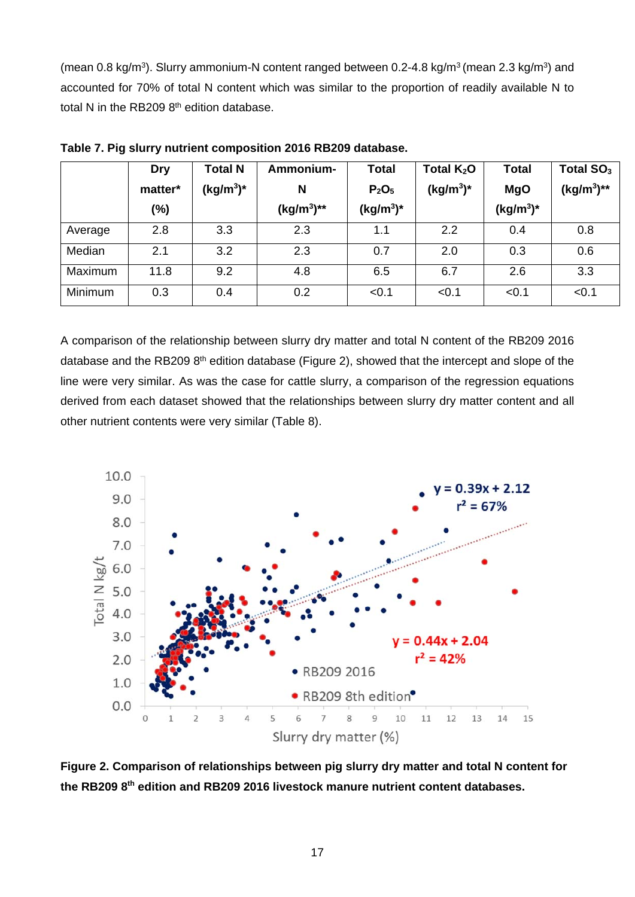(mean 0.8 kg/m³). Slurry ammonium-N content ranged between 0.2-4.8 kg/m³ (mean 2.3 kg/m³) and accounted for 70% of total N content which was similar to the proportion of readily available N to total N in the RB209 8th edition database.

**Table 7. Pig slurry nutrient composition 2016 RB209 database.**

| | Dry matter* (%) | Total N (kg/m³)* | Ammonium-N (kg/m³)** | Total $P_2O_5$ (kg/m³)* | Total $K_2O$ (kg/m³)* | Total MgO (kg/m³)* | Total $SO_3$ (kg/m³)** |
|---|---|---|---|---|---|---|---|
| Average | 2.8 | 3.3 | 2.3 | 1.1 | 2.2 | 0.4 | 0.8 |
| Median | 2.1 | 3.2 | 2.3 | 0.7 | 2.0 | 0.3 | 0.6 |
| Maximum | 11.8 | 9.2 | 4.8 | 6.5 | 6.7 | 2.6 | 3.3 |
| Minimum | 0.3 | 0.4 | 0.2 | <0.1 | <0.1 | <0.1 | <0.1 |

A comparison of the relationship between slurry dry matter and total N content of the RB209 2016 database and the RB209 8th edition database (Figure 2), showed that the intercept and slope of the line were very similar. As was the case for cattle slurry, a comparison of the regression equations derived from each dataset showed that the relationships between slurry dry matter content and all other nutrient contents were very similar (Table 8).

**Figure 2. Comparison of relationships between pig slurry dry matter and total N content for the RB209 8th edition and RB209 2016 livestock manure nutrient content databases.**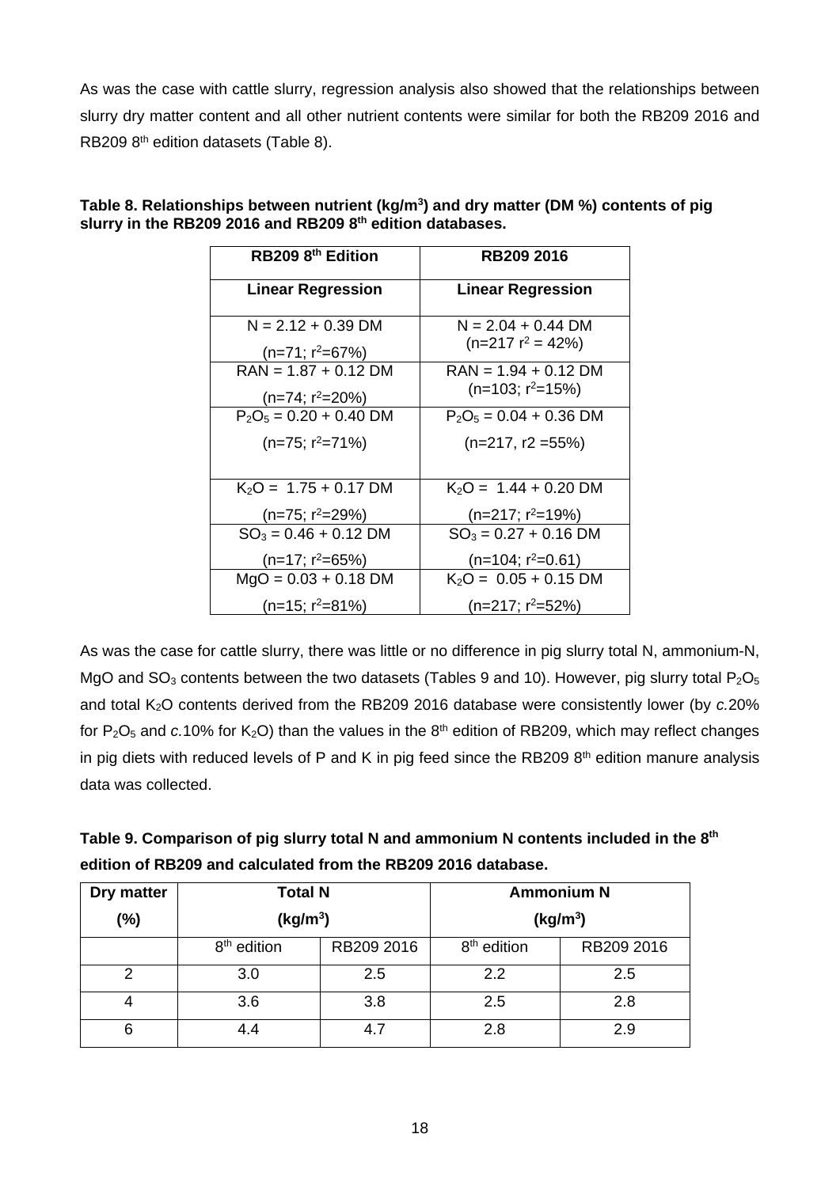As was the case with cattle slurry, regression analysis also showed that the relationships between slurry dry matter content and all other nutrient contents were similar for both the RB209 2016 and RB209 8[th] edition datasets (Table 8).

**Table 8. Relationships between nutrient (kg/m$^3$) and dry matter (DM %) contents of pig slurry in the RB209 2016 and RB209 8[th] edition databases.**

| RB209 8[th] Edition | RB209 2016 |
|---|---|
| **Linear Regression** | **Linear Regression** |
| N = 2.12 + 0.39 DM (n=71; $r^2$=67%) | N = 2.04 + 0.44 DM (n=217 $r^2$ = 42%) |
| RAN = 1.87 + 0.12 DM (n=74; $r^2$=20%) | RAN = 1.94 + 0.12 DM (n=103; $r^2$=15%) |
| $P_2O_5$ = 0.20 + 0.40 DM (n=75; $r^2$=71%) | $P_2O_5$ = 0.04 + 0.36 DM (n=217, r2 =55%) |
| $K_2O$ = 1.75 + 0.17 DM (n=75; $r^2$=29%) | $K_2O$ = 1.44 + 0.20 DM (n=217; $r^2$=19%) |
| $SO_3$ = 0.46 + 0.12 DM (n=17; $r^2$=65%) | $SO_3$ = 0.27 + 0.16 DM (n=104; $r^2$=0.61) |
| MgO = 0.03 + 0.18 DM (n=15; $r^2$=81%) | $K_2O$ = 0.05 + 0.15 DM (n=217; $r^2$=52%) |

As was the case for cattle slurry, there was little or no difference in pig slurry total N, ammonium-N, MgO and $SO_3$ contents between the two datasets (Tables 9 and 10). However, pig slurry total $P_2O_5$ and total $K_2O$ contents derived from the RB209 2016 database were consistently lower (by *c.*20% for $P_2O_5$ and *c.*10% for $K_2O$) than the values in the 8[th] edition of RB209, which may reflect changes in pig diets with reduced levels of P and K in pig feed since the RB209 8[th] edition manure analysis data was collected.

**Table 9. Comparison of pig slurry total N and ammonium N contents included in the 8[th] edition of RB209 and calculated from the RB209 2016 database.**

| Dry matter (%) | Total N (kg/m$^3$) | | Ammonium N (kg/m$^3$) | |
|---|---|---|---|---|
| | 8[th] edition | RB209 2016 | 8[th] edition | RB209 2016 |
| 2 | 3.0 | 2.5 | 2.2 | 2.5 |
| 4 | 3.6 | 3.8 | 2.5 | 2.8 |
| 6 | 4.4 | 4.7 | 2.8 | 2.9 |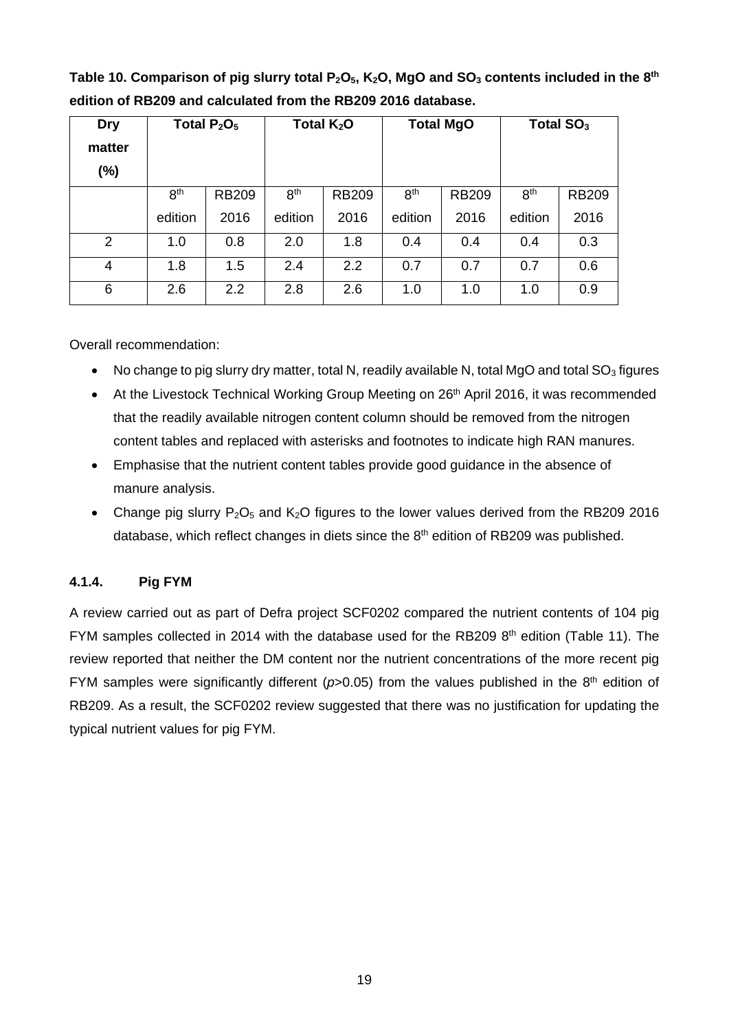**Table 10. Comparison of pig slurry total $P_2O_5$, $K_2O$, MgO and $SO_3$ contents included in the 8th edition of RB209 and calculated from the RB209 2016 database.**

| Dry matter (%) | Total $P_2O_5$ | | Total $K_2O$ | | Total MgO | | Total $SO_3$ | |
|---|---|---|---|---|---|---|---|---|
| | 8th edition | RB209 2016 | 8th edition | RB209 2016 | 8th edition | RB209 2016 | 8th edition | RB209 2016 |
| 2 | 1.0 | 0.8 | 2.0 | 1.8 | 0.4 | 0.4 | 0.4 | 0.3 |
| 4 | 1.8 | 1.5 | 2.4 | 2.2 | 0.7 | 0.7 | 0.7 | 0.6 |
| 6 | 2.6 | 2.2 | 2.8 | 2.6 | 1.0 | 1.0 | 1.0 | 0.9 |

Overall recommendation:

- No change to pig slurry dry matter, total N, readily available N, total MgO and total $SO_3$ figures
- At the Livestock Technical Working Group Meeting on 26th April 2016, it was recommended that the readily available nitrogen content column should be removed from the nitrogen content tables and replaced with asterisks and footnotes to indicate high RAN manures.
- Emphasise that the nutrient content tables provide good guidance in the absence of manure analysis.
- Change pig slurry $P_2O_5$ and $K_2O$ figures to the lower values derived from the RB209 2016 database, which reflect changes in diets since the 8th edition of RB209 was published.

#### 4.1.4. Pig FYM

A review carried out as part of Defra project SCF0202 compared the nutrient contents of 104 pig FYM samples collected in 2014 with the database used for the RB209 8th edition (Table 11). The review reported that neither the DM content nor the nutrient concentrations of the more recent pig FYM samples were significantly different ($p>0.05$) from the values published in the 8th edition of RB209. As a result, the SCF0202 review suggested that there was no justification for updating the typical nutrient values for pig FYM.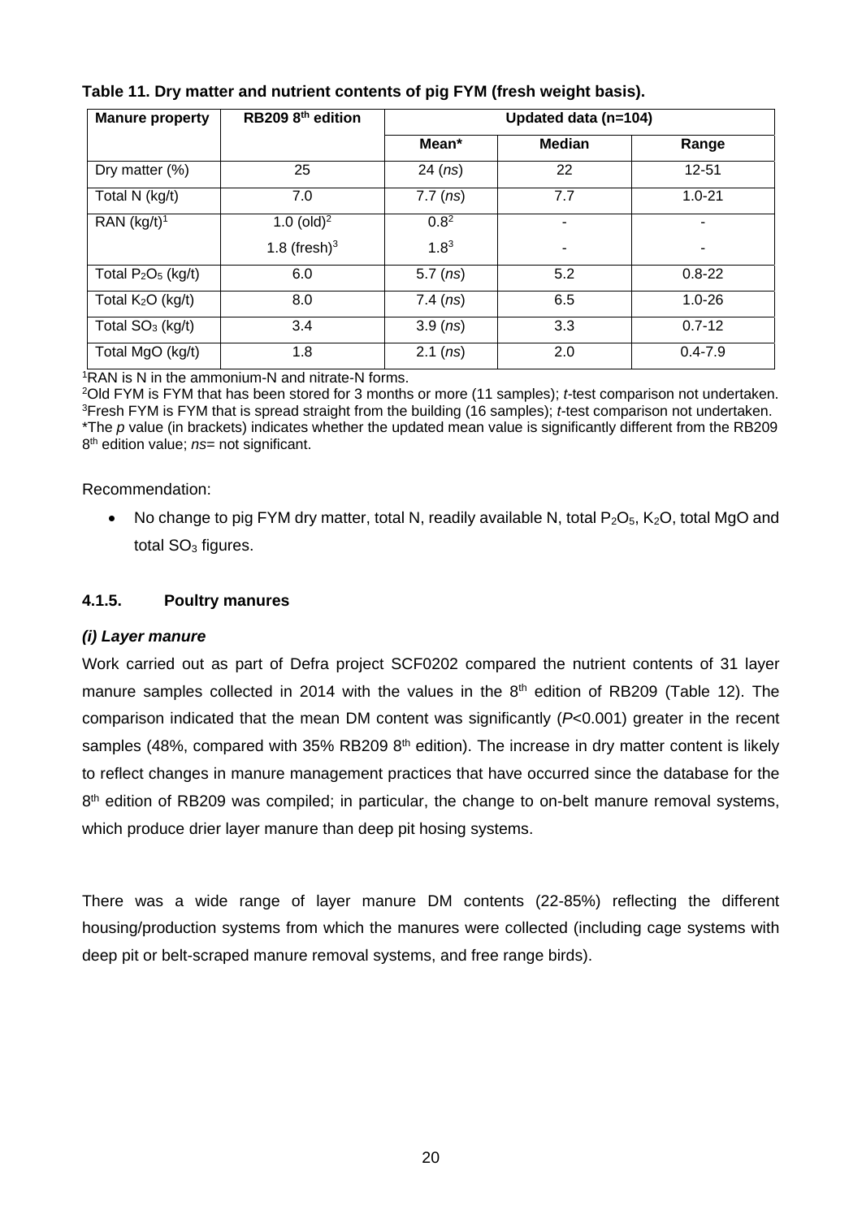**Table 11. Dry matter and nutrient contents of pig FYM (fresh weight basis).**

| Manure property | RB209 8th edition | Updated data (n=104) | | |
|---|---|---|---|---|
| | | Mean* | Median | Range |
| Dry matter (%) | 25 | 24 (*ns*) | 22 | 12-51 |
| Total N (kg/t) | 7.0 | 7.7 (*ns*) | 7.7 | 1.0-21 |
| RAN (kg/t)[1] | 1.0 (old)[2]<br>1.8 (fresh)[3] | 0.8[2]<br>1.8[3] | -<br>- | -<br>- |
| Total $P_2O_5$ (kg/t) | 6.0 | 5.7 (*ns*) | 5.2 | 0.8-22 |
| Total $K_2O$ (kg/t) | 8.0 | 7.4 (*ns*) | 6.5 | 1.0-26 |
| Total $SO_3$ (kg/t) | 3.4 | 3.9 (*ns*) | 3.3 | 0.7-12 |
| Total MgO (kg/t) | 1.8 | 2.1 (*ns*) | 2.0 | 0.4-7.9 |

[1]RAN is N in the ammonium-N and nitrate-N forms.
[2]Old FYM is FYM that has been stored for 3 months or more (11 samples); *t*-test comparison not undertaken.
[3]Fresh FYM is FYM that is spread straight from the building (16 samples); *t*-test comparison not undertaken.
*The *p* value (in brackets) indicates whether the updated mean value is significantly different from the RB209 8th edition value; *ns*= not significant.

Recommendation:

- No change to pig FYM dry matter, total N, readily available N, total $P_2O_5$, $K_2O$, total MgO and total $SO_3$ figures.

### 4.1.5. Poultry manures

***(i) Layer manure***

Work carried out as part of Defra project SCF0202 compared the nutrient contents of 31 layer manure samples collected in 2014 with the values in the 8th edition of RB209 (Table 12). The comparison indicated that the mean DM content was significantly ($P$<0.001) greater in the recent samples (48%, compared with 35% RB209 8th edition). The increase in dry matter content is likely to reflect changes in manure management practices that have occurred since the database for the 8th edition of RB209 was compiled; in particular, the change to on-belt manure removal systems, which produce drier layer manure than deep pit hosing systems.

There was a wide range of layer manure DM contents (22-85%) reflecting the different housing/production systems from which the manures were collected (including cage systems with deep pit or belt-scraped manure removal systems, and free range birds).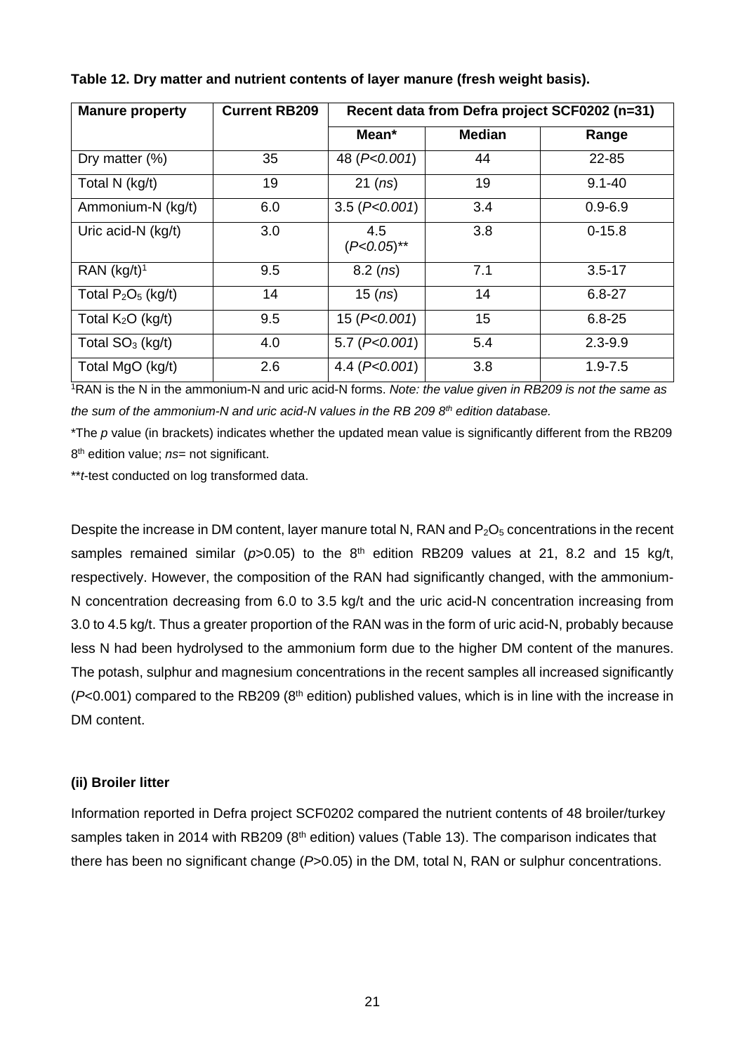**Table 12. Dry matter and nutrient contents of layer manure (fresh weight basis).**

| Manure property | Current RB209 | Recent data from Defra project SCF0202 (n=31) | | |
|---|---|---|---|---|
| | | Mean* | Median | Range |
| Dry matter (%) | 35 | 48 (*P<0.001*) | 44 | 22-85 |
| Total N (kg/t) | 19 | 21 (*ns*) | 19 | 9.1-40 |
| Ammonium-N (kg/t) | 6.0 | 3.5 (*P<0.001*) | 3.4 | 0.9-6.9 |
| Uric acid-N (kg/t) | 3.0 | 4.5 (*P<0.05*)** | 3.8 | 0-15.8 |
| RAN (kg/t)[1] | 9.5 | 8.2 (*ns*) | 7.1 | 3.5-17 |
| Total $P_2O_5$ (kg/t) | 14 | 15 (*ns*) | 14 | 6.8-27 |
| Total $K_2O$ (kg/t) | 9.5 | 15 (*P<0.001*) | 15 | 6.8-25 |
| Total $SO_3$ (kg/t) | 4.0 | 5.7 (*P<0.001*) | 5.4 | 2.3-9.9 |
| Total MgO (kg/t) | 2.6 | 4.4 (*P<0.001*) | 3.8 | 1.9-7.5 |

[1]RAN is the N in the ammonium-N and uric acid-N forms. *Note: the value given in RB209 is not the same as the sum of the ammonium-N and uric acid-N values in the RB 209 8th edition database.*

*The *p* value (in brackets) indicates whether the updated mean value is significantly different from the RB209 8th edition value; *ns*= not significant.

***t*-test conducted on log transformed data.

Despite the increase in DM content, layer manure total N, RAN and $P_2O_5$ concentrations in the recent samples remained similar ($p>0.05$) to the 8th edition RB209 values at 21, 8.2 and 15 kg/t, respectively. However, the composition of the RAN had significantly changed, with the ammonium-N concentration decreasing from 6.0 to 3.5 kg/t and the uric acid-N concentration increasing from 3.0 to 4.5 kg/t. Thus a greater proportion of the RAN was in the form of uric acid-N, probably because less N had been hydrolysed to the ammonium form due to the higher DM content of the manures. The potash, sulphur and magnesium concentrations in the recent samples all increased significantly ($P<0.001$) compared to the RB209 (8th edition) published values, which is in line with the increase in DM content.

### (ii) Broiler litter

Information reported in Defra project SCF0202 compared the nutrient contents of 48 broiler/turkey samples taken in 2014 with RB209 (8th edition) values (Table 13). The comparison indicates that there has been no significant change ($P>0.05$) in the DM, total N, RAN or sulphur concentrations.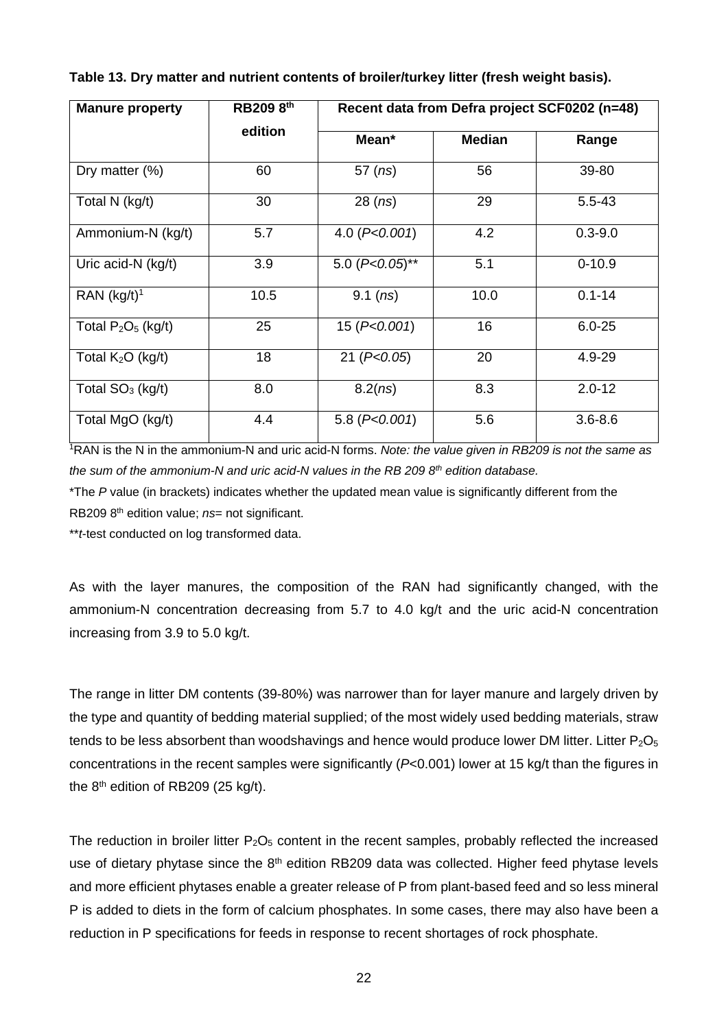**Table 13. Dry matter and nutrient contents of broiler/turkey litter (fresh weight basis).**

| Manure property | RB209 8th edition | Recent data from Defra project SCF0202 (n=48) | | |
|---|---|---|---|---|
| | | Mean* | Median | Range |
| Dry matter (%) | 60 | 57 (*ns*) | 56 | 39-80 |
| Total N (kg/t) | 30 | 28 (*ns*) | 29 | 5.5-43 |
| Ammonium-N (kg/t) | 5.7 | 4.0 (*P<0.001*) | 4.2 | 0.3-9.0 |
| Uric acid-N (kg/t) | 3.9 | 5.0 (*P<0.05*)** | 5.1 | 0-10.9 |
| RAN (kg/t)[1] | 10.5 | 9.1 (*ns*) | 10.0 | 0.1-14 |
| Total $P_2O_5$ (kg/t) | 25 | 15 (*P<0.001*) | 16 | 6.0-25 |
| Total $K_2O$ (kg/t) | 18 | 21 (*P<0.05*) | 20 | 4.9-29 |
| Total $SO_3$ (kg/t) | 8.0 | 8.2(*ns*) | 8.3 | 2.0-12 |
| Total MgO (kg/t) | 4.4 | 5.8 (*P<0.001*) | 5.6 | 3.6-8.6 |

[1]RAN is the N in the ammonium-N and uric acid-N forms. *Note: the value given in RB209 is not the same as the sum of the ammonium-N and uric acid-N values in the RB 209 8th edition database.*

*The *P* value (in brackets) indicates whether the updated mean value is significantly different from the RB209 8th edition value; *ns*= not significant.

***t*-test conducted on log transformed data.

As with the layer manures, the composition of the RAN had significantly changed, with the ammonium-N concentration decreasing from 5.7 to 4.0 kg/t and the uric acid-N concentration increasing from 3.9 to 5.0 kg/t.

The range in litter DM contents (39-80%) was narrower than for layer manure and largely driven by the type and quantity of bedding material supplied; of the most widely used bedding materials, straw tends to be less absorbent than woodshavings and hence would produce lower DM litter. Litter $P_2O_5$ concentrations in the recent samples were significantly ($P$<0.001) lower at 15 kg/t than the figures in the 8th edition of RB209 (25 kg/t).

The reduction in broiler litter $P_2O_5$ content in the recent samples, probably reflected the increased use of dietary phytase since the 8th edition RB209 data was collected. Higher feed phytase levels and more efficient phytases enable a greater release of P from plant-based feed and so less mineral P is added to diets in the form of calcium phosphates. In some cases, there may also have been a reduction in P specifications for feeds in response to recent shortages of rock phosphate.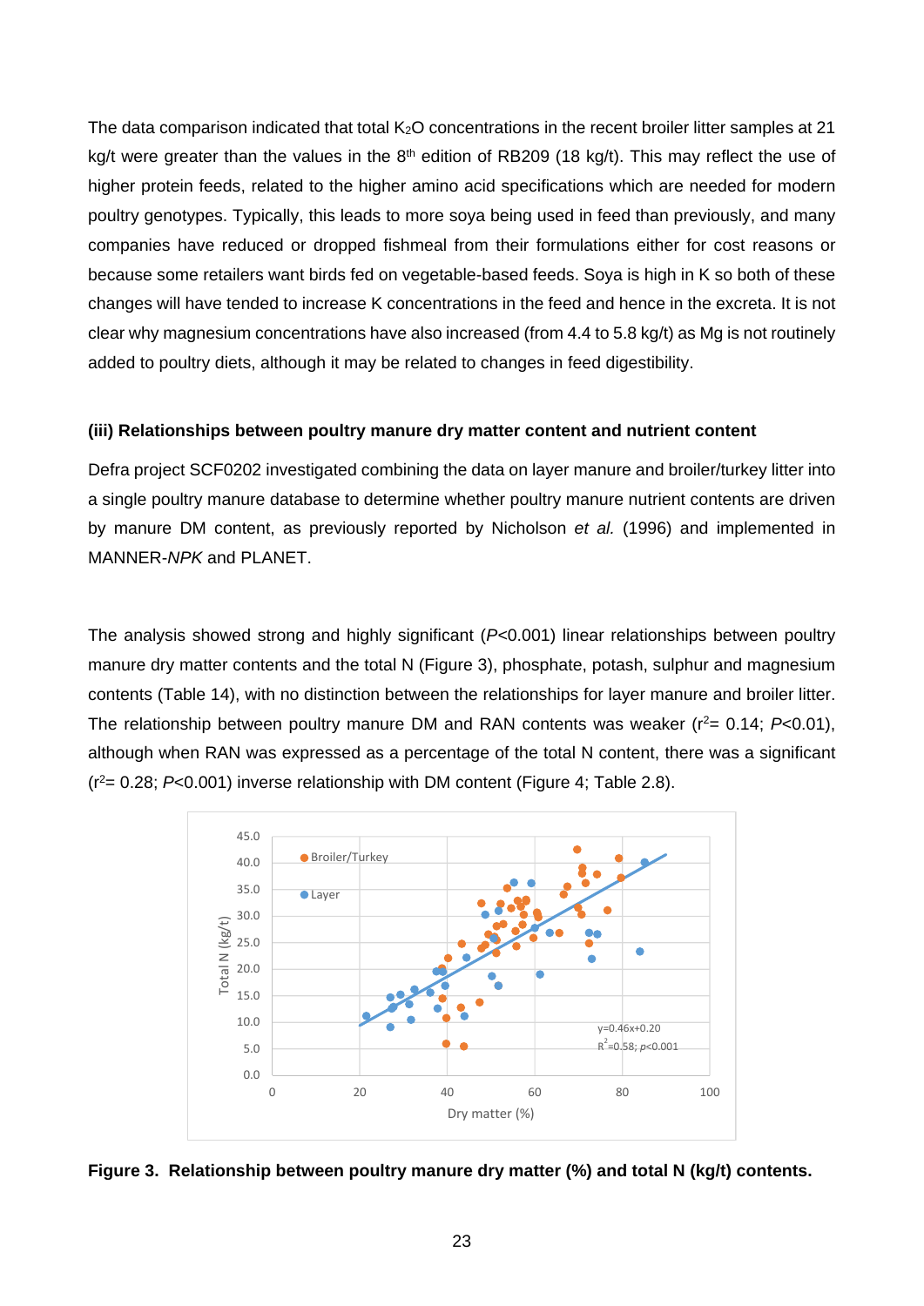The data comparison indicated that total $K_2O$ concentrations in the recent broiler litter samples at 21 kg/t were greater than the values in the 8th edition of RB209 (18 kg/t). This may reflect the use of higher protein feeds, related to the higher amino acid specifications which are needed for modern poultry genotypes. Typically, this leads to more soya being used in feed than previously, and many companies have reduced or dropped fishmeal from their formulations either for cost reasons or because some retailers want birds fed on vegetable-based feeds. Soya is high in K so both of these changes will have tended to increase K concentrations in the feed and hence in the excreta. It is not clear why magnesium concentrations have also increased (from 4.4 to 5.8 kg/t) as Mg is not routinely added to poultry diets, although it may be related to changes in feed digestibility.

#### (iii) Relationships between poultry manure dry matter content and nutrient content

Defra project SCF0202 investigated combining the data on layer manure and broiler/turkey litter into a single poultry manure database to determine whether poultry manure nutrient contents are driven by manure DM content, as previously reported by Nicholson *et al.* (1996) and implemented in MANNER-*NPK* and PLANET.

The analysis showed strong and highly significant ($P<0.001$) linear relationships between poultry manure dry matter contents and the total N (Figure 3), phosphate, potash, sulphur and magnesium contents (Table 14), with no distinction between the relationships for layer manure and broiler litter. The relationship between poultry manure DM and RAN contents was weaker ($r^2 = 0.14$; $P<0.01$), although when RAN was expressed as a percentage of the total N content, there was a significant ($r^2 = 0.28$; $P<0.001$) inverse relationship with DM content (Figure 4; Table 2.8).

**Figure 3. Relationship between poultry manure dry matter (%) and total N (kg/t) contents.**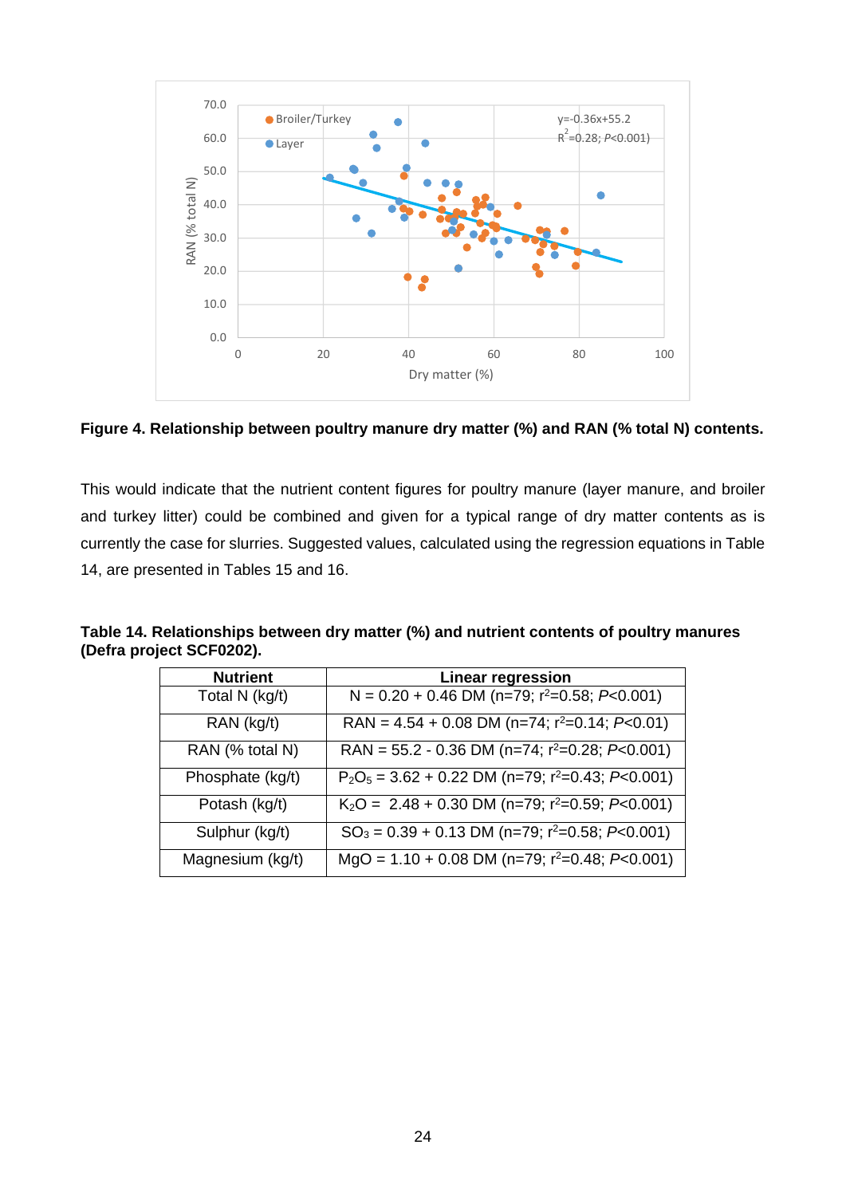**Figure 4. Relationship between poultry manure dry matter (%) and RAN (% total N) contents.**

This would indicate that the nutrient content figures for poultry manure (layer manure, and broiler and turkey litter) could be combined and given for a typical range of dry matter contents as is currently the case for slurries. Suggested values, calculated using the regression equations in Table 14, are presented in Tables 15 and 16.

**Table 14. Relationships between dry matter (%) and nutrient contents of poultry manures (Defra project SCF0202).**

| Nutrient | Linear regression |
|---|---|
| Total N (kg/t) | N = 0.20 + 0.46 DM (n=79; $r^2$=0.58; *P*<0.001) |
| RAN (kg/t) | RAN = 4.54 + 0.08 DM (n=74; $r^2$=0.14; *P*<0.01) |
| RAN (% total N) | RAN = 55.2 - 0.36 DM (n=74; $r^2$=0.28; *P*<0.001) |
| Phosphate (kg/t) | $P_2O_5$ = 3.62 + 0.22 DM (n=79; $r^2$=0.43; *P*<0.001) |
| Potash (kg/t) | $K_2O$ = 2.48 + 0.30 DM (n=79; $r^2$=0.59; *P*<0.001) |
| Sulphur (kg/t) | $SO_3$ = 0.39 + 0.13 DM (n=79; $r^2$=0.58; *P*<0.001) |
| Magnesium (kg/t) | MgO = 1.10 + 0.08 DM (n=79; $r^2$=0.48; *P*<0.001) |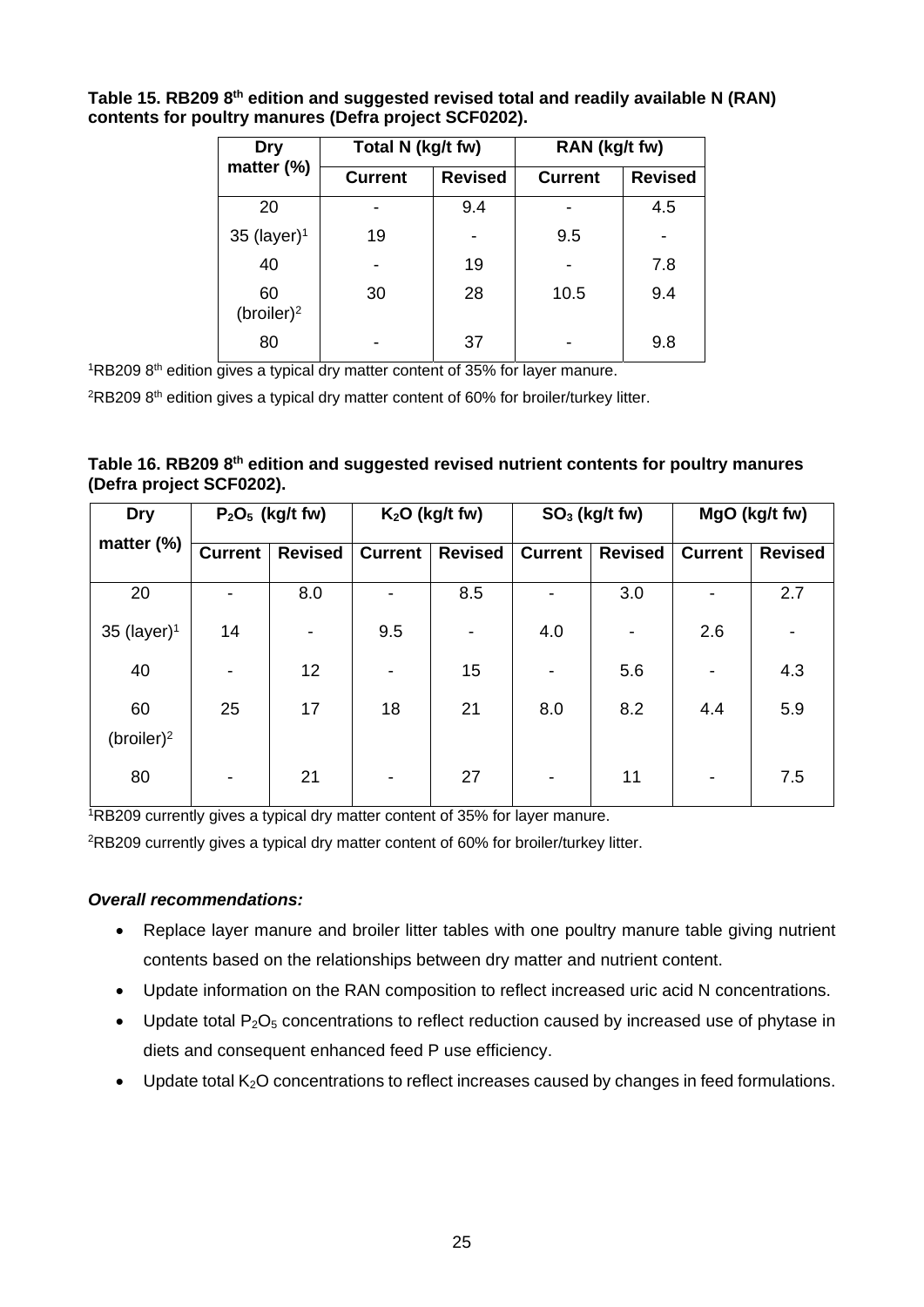**Table 15. RB209 8th edition and suggested revised total and readily available N (RAN) contents for poultry manures (Defra project SCF0202).**

| Dry matter (%) | Total N (kg/t fw) | | RAN (kg/t fw) | |
|---|---|---|---|---|
| | Current | Revised | Current | Revised |
| 20 | - | 9.4 | - | 4.5 |
| 35 (layer)[1] | 19 | - | 9.5 | - |
| 40 | - | 19 | - | 7.8 |
| 60 (broiler)[2] | 30 | 28 | 10.5 | 9.4 |
| 80 | - | 37 | - | 9.8 |

[1]RB209 8th edition gives a typical dry matter content of 35% for layer manure.

[2]RB209 8th edition gives a typical dry matter content of 60% for broiler/turkey litter.

**Table 16. RB209 8th edition and suggested revised nutrient contents for poultry manures (Defra project SCF0202).**

| Dry matter (%) | $P_2O_5$ (kg/t fw) | | $K_2O$ (kg/t fw) | | $SO_3$ (kg/t fw) | | MgO (kg/t fw) | |
|---|---|---|---|---|---|---|---|---|
| | Current | Revised | Current | Revised | Current | Revised | Current | Revised |
| 20 | - | 8.0 | - | 8.5 | - | 3.0 | - | 2.7 |
| 35 (layer)[1] | 14 | - | 9.5 | - | 4.0 | - | 2.6 | - |
| 40 | - | 12 | - | 15 | - | 5.6 | - | 4.3 |
| 60 (broiler)[2] | 25 | 17 | 18 | 21 | 8.0 | 8.2 | 4.4 | 5.9 |
| 80 | - | 21 | - | 27 | - | 11 | - | 7.5 |

[1]RB209 currently gives a typical dry matter content of 35% for layer manure.

[2]RB209 currently gives a typical dry matter content of 60% for broiler/turkey litter.

***Overall recommendations:***

- Replace layer manure and broiler litter tables with one poultry manure table giving nutrient contents based on the relationships between dry matter and nutrient content.
- Update information on the RAN composition to reflect increased uric acid N concentrations.
- Update total $P_2O_5$ concentrations to reflect reduction caused by increased use of phytase in diets and consequent enhanced feed P use efficiency.
- Update total $K_2O$ concentrations to reflect increases caused by changes in feed formulations.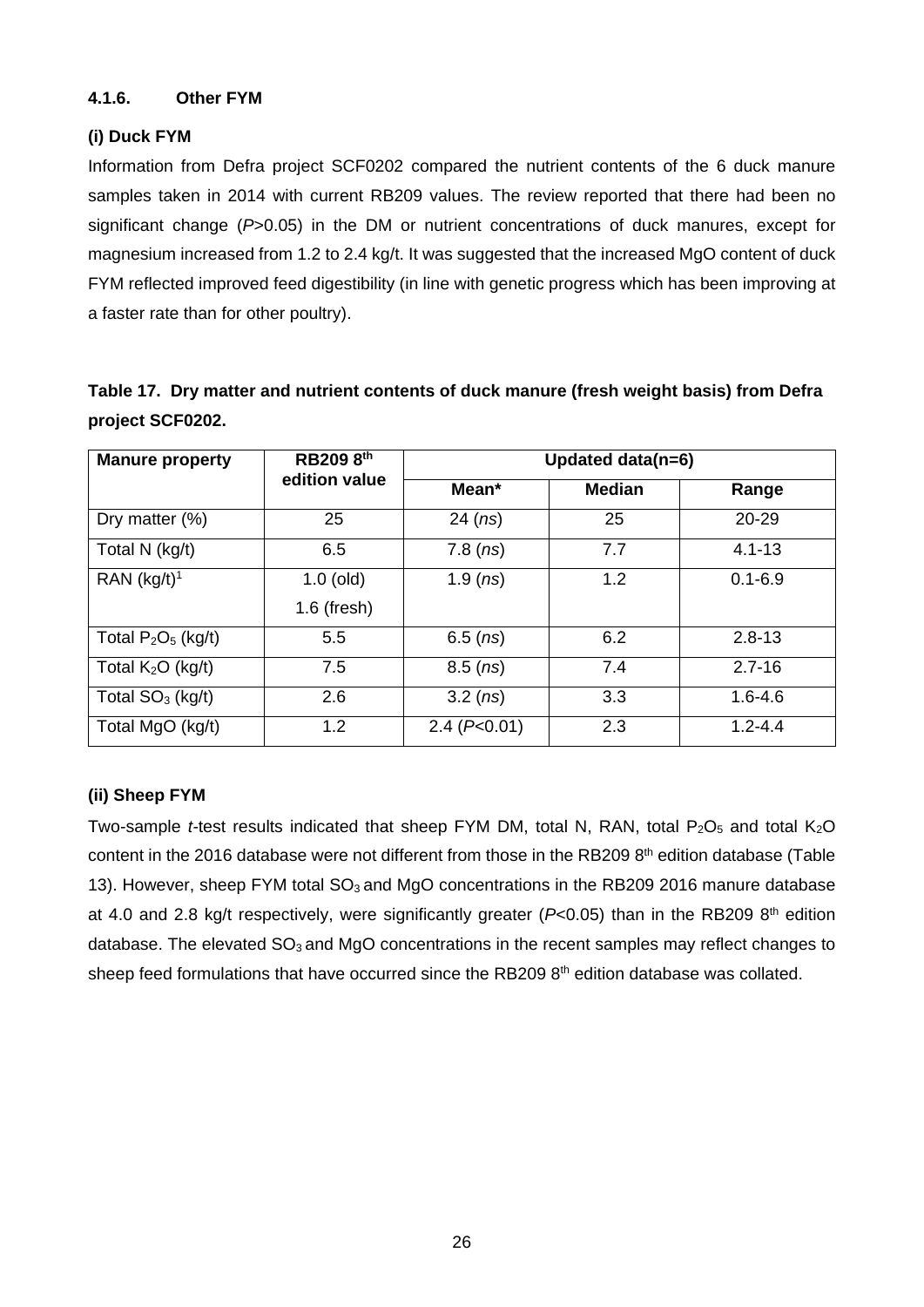#### 4.1.6. Other FYM

**(i) Duck FYM**

Information from Defra project SCF0202 compared the nutrient contents of the 6 duck manure samples taken in 2014 with current RB209 values. The review reported that there had been no significant change ($P$>0.05) in the DM or nutrient concentrations of duck manures, except for magnesium increased from 1.2 to 2.4 kg/t. It was suggested that the increased MgO content of duck FYM reflected improved feed digestibility (in line with genetic progress which has been improving at a faster rate than for other poultry).

**Table 17. Dry matter and nutrient contents of duck manure (fresh weight basis) from Defra project SCF0202.**

| Manure property | RB209 8th edition value | Updated data(n=6) | | |
|---|---|---|---|---|
| | | Mean* | Median | Range |
| Dry matter (%) | 25 | 24 (*ns*) | 25 | 20-29 |
| Total N (kg/t) | 6.5 | 7.8 (*ns*) | 7.7 | 4.1-13 |
| RAN (kg/t)[1] | 1.0 (old) 1.6 (fresh) | 1.9 (*ns*) | 1.2 | 0.1-6.9 |
| Total $P_2O_5$ (kg/t) | 5.5 | 6.5 (*ns*) | 6.2 | 2.8-13 |
| Total $K_2O$ (kg/t) | 7.5 | 8.5 (*ns*) | 7.4 | 2.7-16 |
| Total $SO_3$ (kg/t) | 2.6 | 3.2 (*ns*) | 3.3 | 1.6-4.6 |
| Total MgO (kg/t) | 1.2 | 2.4 ($P$<0.01) | 2.3 | 1.2-4.4 |

**(ii) Sheep FYM**

Two-sample $t$-test results indicated that sheep FYM DM, total N, RAN, total $P_2O_5$ and total $K_2O$ content in the 2016 database were not different from those in the RB209 8th edition database (Table 13). However, sheep FYM total $SO_3$ and MgO concentrations in the RB209 2016 manure database at 4.0 and 2.8 kg/t respectively, were significantly greater ($P$<0.05) than in the RB209 8th edition database. The elevated $SO_3$ and MgO concentrations in the recent samples may reflect changes to sheep feed formulations that have occurred since the RB209 8th edition database was collated.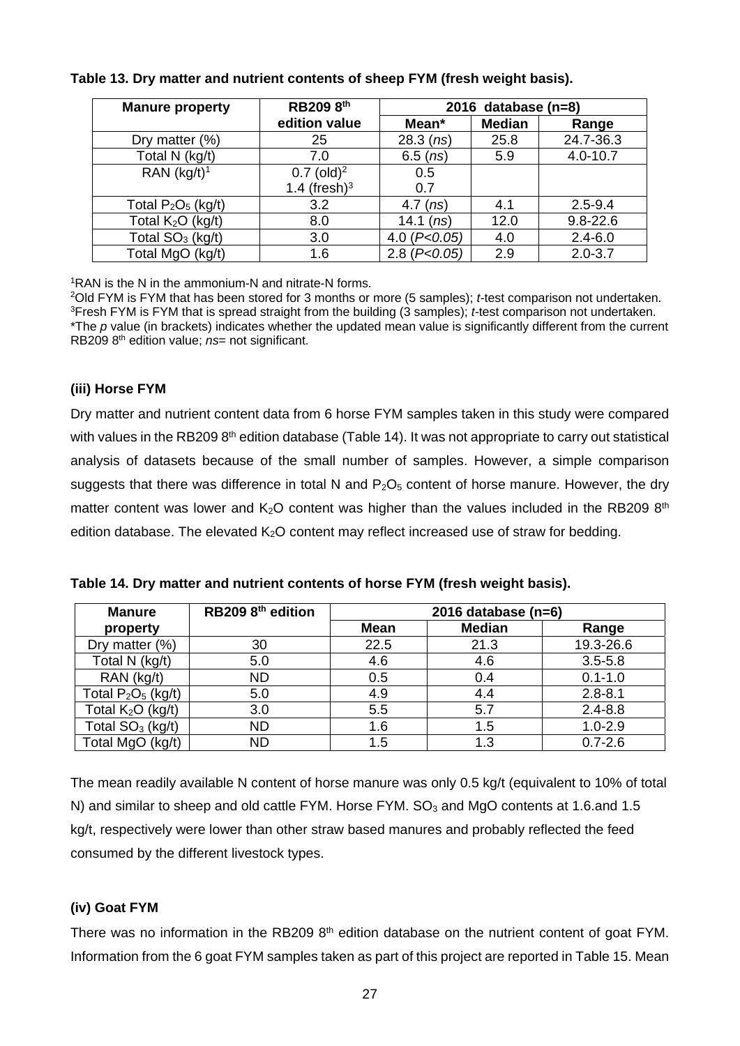**Table 13. Dry matter and nutrient contents of sheep FYM (fresh weight basis).**

| Manure property | RB209 8th edition value | 2016 database (n=8) | | |
|---|---|---|---|---|
| | | Mean* | Median | Range |
| Dry matter (%) | 25 | 28.3 (*ns*) | 25.8 | 24.7-36.3 |
| Total N (kg/t) | 7.0 | 6.5 (*ns*) | 5.9 | 4.0-10.7 |
| RAN (kg/t)[1] | 0.7 (old)[2] 1.4 (fresh)[3] | 0.5 0.7 | | |
| Total $P_2O_5$ (kg/t) | 3.2 | 4.7 (*ns*) | 4.1 | 2.5-9.4 |
| Total $K_2O$ (kg/t) | 8.0 | 14.1 (*ns*) | 12.0 | 9.8-22.6 |
| Total $SO_3$ (kg/t) | 3.0 | 4.0 ($P<0.05$) | 4.0 | 2.4-6.0 |
| Total MgO (kg/t) | 1.6 | 2.8 ($P<0.05$) | 2.9 | 2.0-3.7 |

[1]RAN is the N in the ammonium-N and nitrate-N forms.
[2]Old FYM is FYM that has been stored for 3 months or more (5 samples); *t*-test comparison not undertaken.
[3]Fresh FYM is FYM that is spread straight from the building (3 samples); *t*-test comparison not undertaken.
*The *p* value (in brackets) indicates whether the updated mean value is significantly different from the current RB209 8th edition value; *ns*= not significant.

**(iii) Horse FYM**

Dry matter and nutrient content data from 6 horse FYM samples taken in this study were compared with values in the RB209 8th edition database (Table 14). It was not appropriate to carry out statistical analysis of datasets because of the small number of samples. However, a simple comparison suggests that there was difference in total N and $P_2O_5$ content of horse manure. However, the dry matter content was lower and $K_2O$ content was higher than the values included in the RB209 8th edition database. The elevated $K_2O$ content may reflect increased use of straw for bedding.

**Table 14. Dry matter and nutrient contents of horse FYM (fresh weight basis).**

| Manure property | RB209 8th edition | 2016 database (n=6) | | |
|---|---|---|---|---|
| | | Mean | Median | Range |
| Dry matter (%) | 30 | 22.5 | 21.3 | 19.3-26.6 |
| Total N (kg/t) | 5.0 | 4.6 | 4.6 | 3.5-5.8 |
| RAN (kg/t) | ND | 0.5 | 0.4 | 0.1-1.0 |
| Total $P_2O_5$ (kg/t) | 5.0 | 4.9 | 4.4 | 2.8-8.1 |
| Total $K_2O$ (kg/t) | 3.0 | 5.5 | 5.7 | 2.4-8.8 |
| Total $SO_3$ (kg/t) | ND | 1.6 | 1.5 | 1.0-2.9 |
| Total MgO (kg/t) | ND | 1.5 | 1.3 | 0.7-2.6 |

The mean readily available N content of horse manure was only 0.5 kg/t (equivalent to 10% of total N) and similar to sheep and old cattle FYM. Horse FYM. $SO_3$ and MgO contents at 1.6.and 1.5 kg/t, respectively were lower than other straw based manures and probably reflected the feed consumed by the different livestock types.

**(iv) Goat FYM**

There was no information in the RB209 8th edition database on the nutrient content of goat FYM. Information from the 6 goat FYM samples taken as part of this project are reported in Table 15. Mean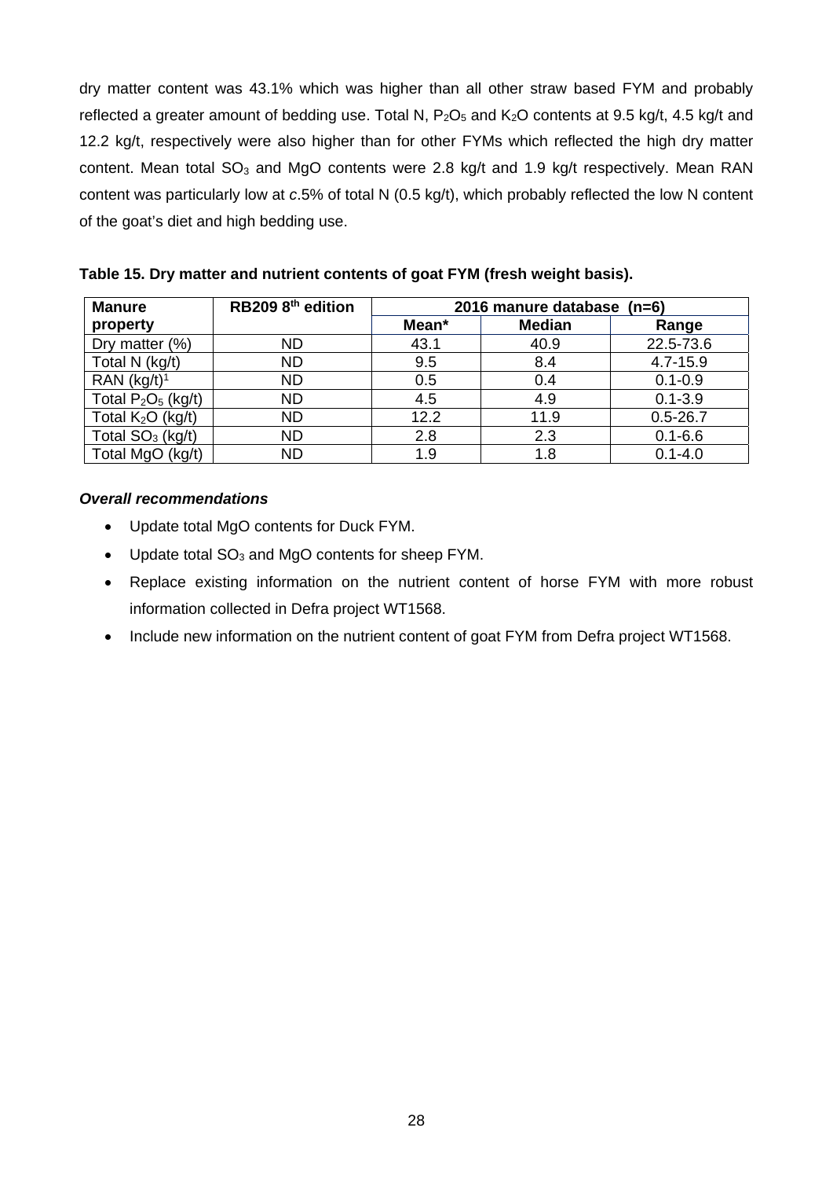dry matter content was 43.1% which was higher than all other straw based FYM and probably reflected a greater amount of bedding use. Total N, $P_2O_5$ and $K_2O$ contents at 9.5 kg/t, 4.5 kg/t and 12.2 kg/t, respectively were also higher than for other FYMs which reflected the high dry matter content. Mean total $SO_3$ and MgO contents were 2.8 kg/t and 1.9 kg/t respectively. Mean RAN content was particularly low at *c*.5% of total N (0.5 kg/t), which probably reflected the low N content of the goat's diet and high bedding use.

**Table 15. Dry matter and nutrient contents of goat FYM (fresh weight basis).**

| Manure property | RB209 8th edition | 2016 manure database (n=6) | | |
|---|---|---|---|---|
| | | Mean* | Median | Range |
| Dry matter (%) | ND | 43.1 | 40.9 | 22.5-73.6 |
| Total N (kg/t) | ND | 9.5 | 8.4 | 4.7-15.9 |
| RAN (kg/t)[1] | ND | 0.5 | 0.4 | 0.1-0.9 |
| Total $P_2O_5$ (kg/t) | ND | 4.5 | 4.9 | 0.1-3.9 |
| Total $K_2O$ (kg/t) | ND | 12.2 | 11.9 | 0.5-26.7 |
| Total $SO_3$ (kg/t) | ND | 2.8 | 2.3 | 0.1-6.6 |
| Total MgO (kg/t) | ND | 1.9 | 1.8 | 0.1-4.0 |

***Overall recommendations***

- Update total MgO contents for Duck FYM.
- Update total $SO_3$ and MgO contents for sheep FYM.
- Replace existing information on the nutrient content of horse FYM with more robust information collected in Defra project WT1568.
- Include new information on the nutrient content of goat FYM from Defra project WT1568.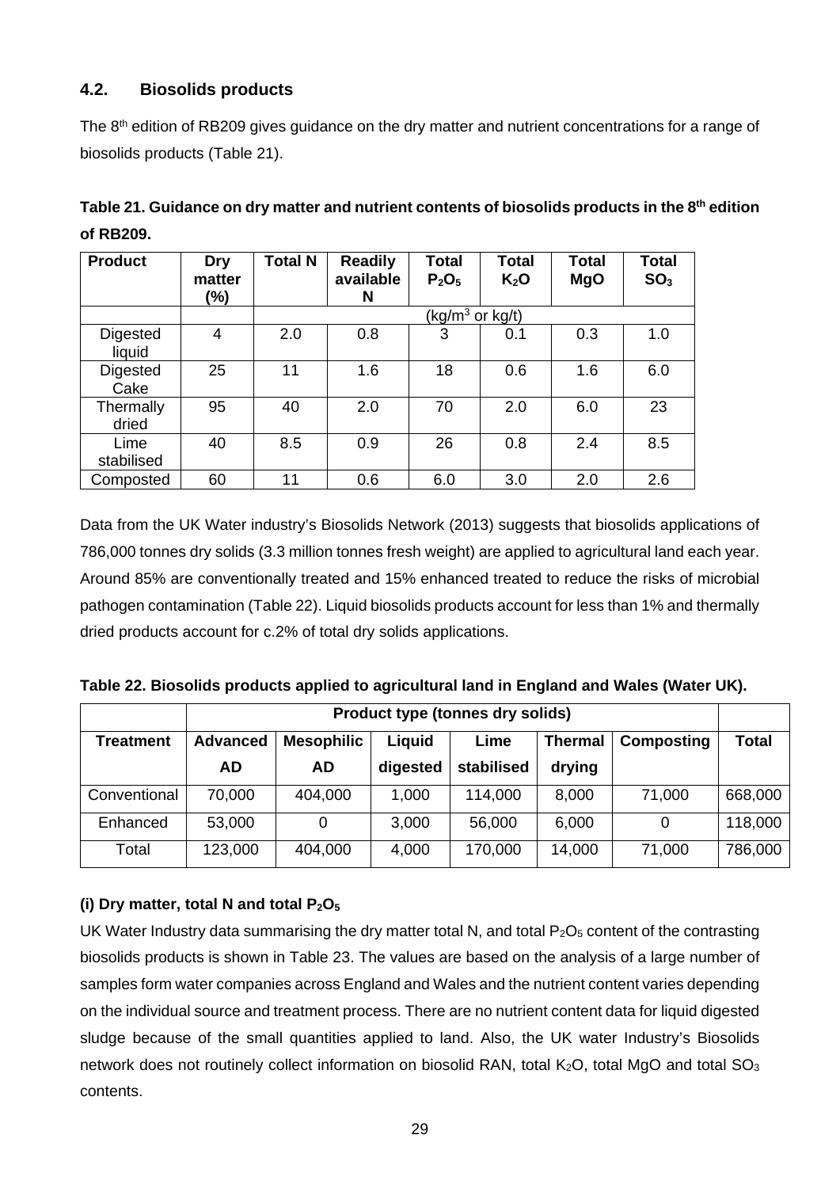## 4.2. Biosolids products

The 8th edition of RB209 gives guidance on the dry matter and nutrient concentrations for a range of biosolids products (Table 21).

**Table 21. Guidance on dry matter and nutrient contents of biosolids products in the 8th edition of RB209.**

| Product | Dry matter (%) | Total N | Readily available N | Total $P_2O_5$ | Total $K_2O$ | Total MgO | Total $SO_3$ |
|---|---|---|---|---|---|---|---|
| | | ($kg/m^3$ or kg/t) | | | | | |
| Digested liquid | 4 | 2.0 | 0.8 | 3 | 0.1 | 0.3 | 1.0 |
| Digested Cake | 25 | 11 | 1.6 | 18 | 0.6 | 1.6 | 6.0 |
| Thermally dried | 95 | 40 | 2.0 | 70 | 2.0 | 6.0 | 23 |
| Lime stabilised | 40 | 8.5 | 0.9 | 26 | 0.8 | 2.4 | 8.5 |
| Composted | 60 | 11 | 0.6 | 6.0 | 3.0 | 2.0 | 2.6 |

Data from the UK Water industry's Biosolids Network (2013) suggests that biosolids applications of 786,000 tonnes dry solids (3.3 million tonnes fresh weight) are applied to agricultural land each year. Around 85% are conventionally treated and 15% enhanced treated to reduce the risks of microbial pathogen contamination (Table 22). Liquid biosolids products account for less than 1% and thermally dried products account for c.2% of total dry solids applications.

**Table 22. Biosolids products applied to agricultural land in England and Wales (Water UK).**

| | Product type (tonnes dry solids) | | | | | | |
|---|---|---|---|---|---|---|---|
| Treatment | Advanced AD | Mesophilic AD | Liquid digested | Lime stabilised | Thermal drying | Composting | Total |
| Conventional | 70,000 | 404,000 | 1,000 | 114,000 | 8,000 | 71,000 | 668,000 |
| Enhanced | 53,000 | 0 | 3,000 | 56,000 | 6,000 | 0 | 118,000 |
| Total | 123,000 | 404,000 | 4,000 | 170,000 | 14,000 | 71,000 | 786,000 |

**(i) Dry matter, total N and total $P_2O_5$**

UK Water Industry data summarising the dry matter total N, and total $P_2O_5$ content of the contrasting biosolids products is shown in Table 23. The values are based on the analysis of a large number of samples form water companies across England and Wales and the nutrient content varies depending on the individual source and treatment process. There are no nutrient content data for liquid digested sludge because of the small quantities applied to land. Also, the UK water Industry's Biosolids network does not routinely collect information on biosolid RAN, total $K_2O$, total MgO and total $SO_3$ contents.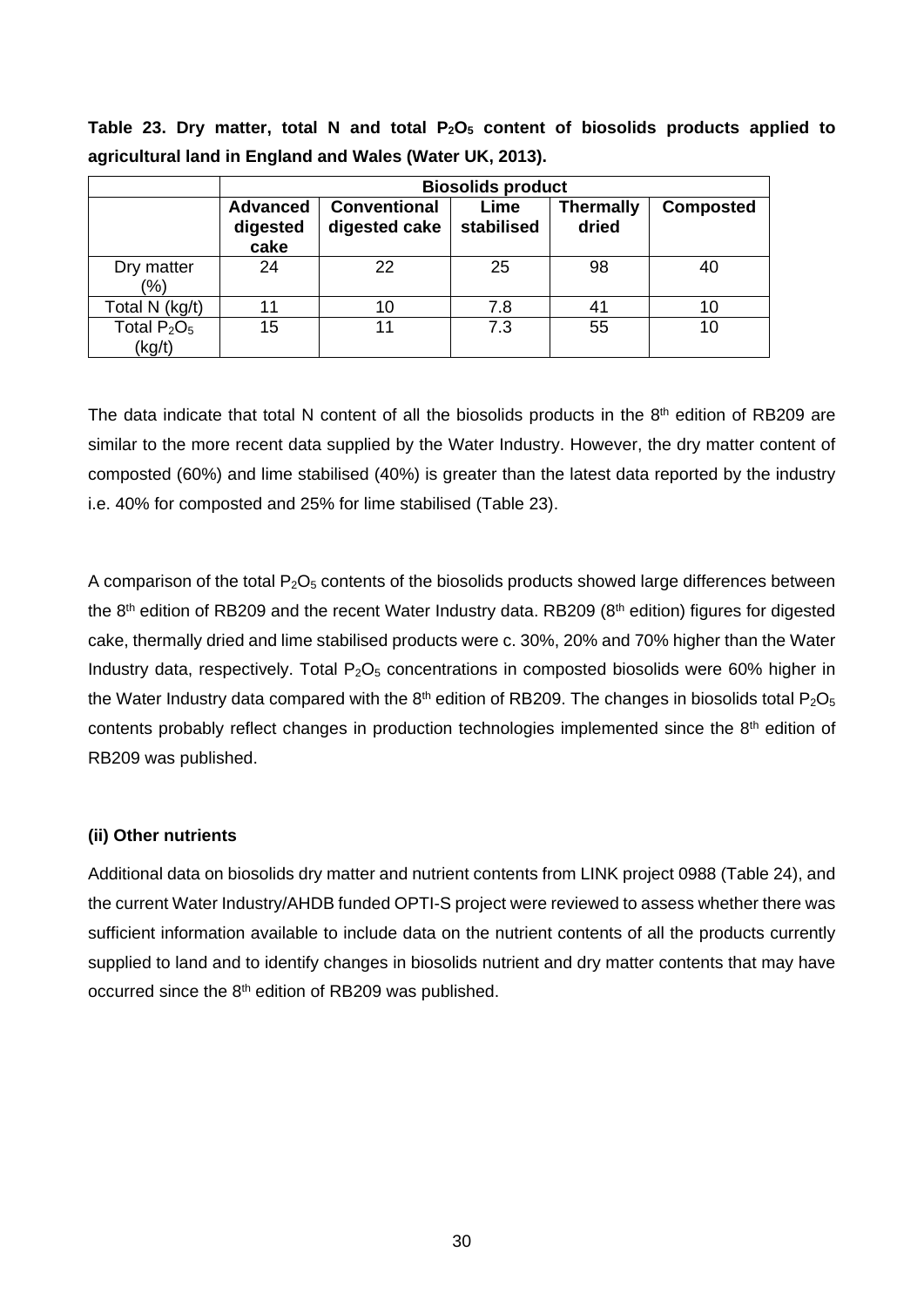**Table 23. Dry matter, total N and total $P_2O_5$ content of biosolids products applied to agricultural land in England and Wales (Water UK, 2013).**

| | Biosolids product | | | | |
|---|---|---|---|---|---|
| | Advanced digested cake | Conventional digested cake | Lime stabilised | Thermally dried | Composted |
| Dry matter (%) | 24 | 22 | 25 | 98 | 40 |
| Total N (kg/t) | 11 | 10 | 7.8 | 41 | 10 |
| Total $P_2O_5$ (kg/t) | 15 | 11 | 7.3 | 55 | 10 |

The data indicate that total N content of all the biosolids products in the 8th edition of RB209 are similar to the more recent data supplied by the Water Industry. However, the dry matter content of composted (60%) and lime stabilised (40%) is greater than the latest data reported by the industry i.e. 40% for composted and 25% for lime stabilised (Table 23).

A comparison of the total $P_2O_5$ contents of the biosolids products showed large differences between the 8th edition of RB209 and the recent Water Industry data. RB209 (8th edition) figures for digested cake, thermally dried and lime stabilised products were c. 30%, 20% and 70% higher than the Water Industry data, respectively. Total $P_2O_5$ concentrations in composted biosolids were 60% higher in the Water Industry data compared with the 8th edition of RB209. The changes in biosolids total $P_2O_5$ contents probably reflect changes in production technologies implemented since the 8th edition of RB209 was published.

**(ii) Other nutrients**

Additional data on biosolids dry matter and nutrient contents from LINK project 0988 (Table 24), and the current Water Industry/AHDB funded OPTI-S project were reviewed to assess whether there was sufficient information available to include data on the nutrient contents of all the products currently supplied to land and to identify changes in biosolids nutrient and dry matter contents that may have occurred since the 8th edition of RB209 was published.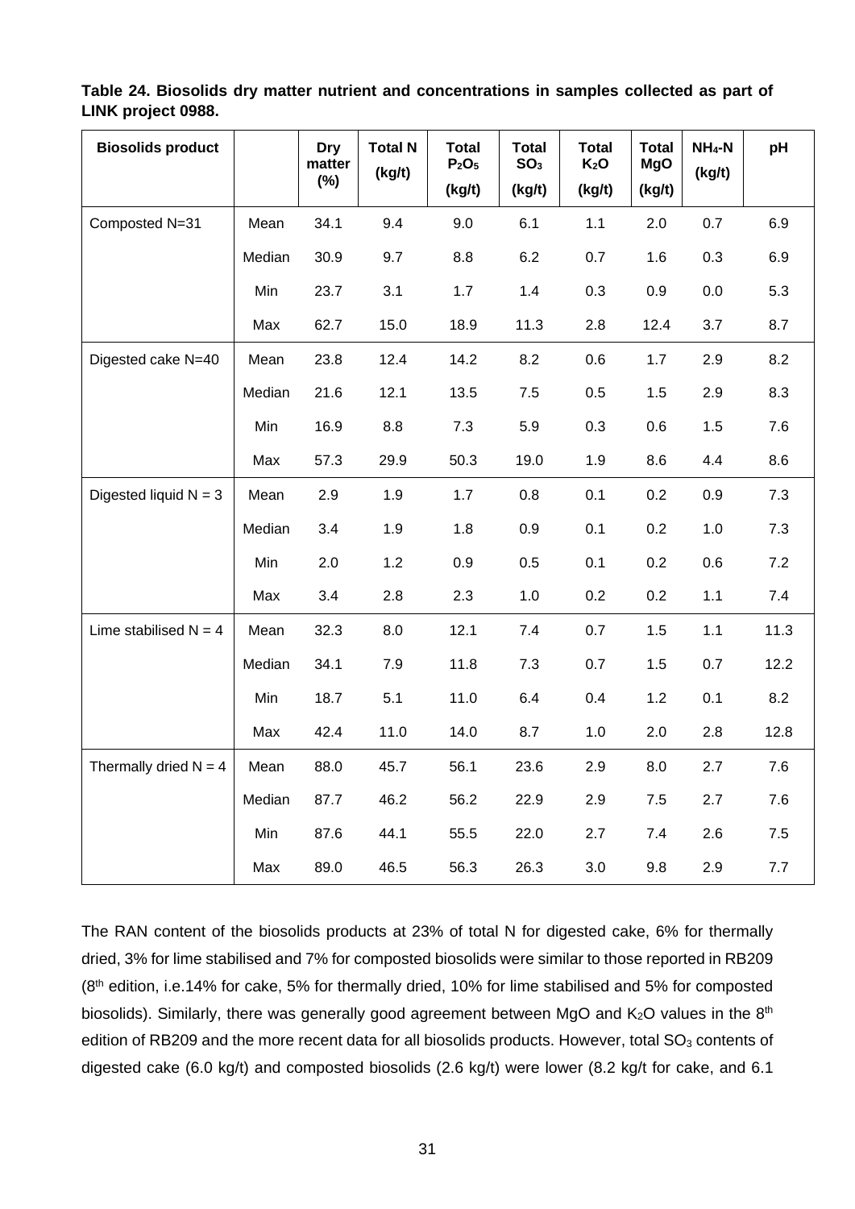**Table 24. Biosolids dry matter nutrient and concentrations in samples collected as part of LINK project 0988.**

| Biosolids product | | Dry matter (%) | Total N (kg/t) | Total $P_2O_5$ (kg/t) | Total $SO_3$ (kg/t) | Total $K_2O$ (kg/t) | Total MgO (kg/t) | $NH_4$-N (kg/t) | pH |
|---|---|---|---|---|---|---|---|---|---|
| Composted N=31 | Mean | 34.1 | 9.4 | 9.0 | 6.1 | 1.1 | 2.0 | 0.7 | 6.9 |
| | Median | 30.9 | 9.7 | 8.8 | 6.2 | 0.7 | 1.6 | 0.3 | 6.9 |
| | Min | 23.7 | 3.1 | 1.7 | 1.4 | 0.3 | 0.9 | 0.0 | 5.3 |
| | Max | 62.7 | 15.0 | 18.9 | 11.3 | 2.8 | 12.4 | 3.7 | 8.7 |
| Digested cake N=40 | Mean | 23.8 | 12.4 | 14.2 | 8.2 | 0.6 | 1.7 | 2.9 | 8.2 |
| | Median | 21.6 | 12.1 | 13.5 | 7.5 | 0.5 | 1.5 | 2.9 | 8.3 |
| | Min | 16.9 | 8.8 | 7.3 | 5.9 | 0.3 | 0.6 | 1.5 | 7.6 |
| | Max | 57.3 | 29.9 | 50.3 | 19.0 | 1.9 | 8.6 | 4.4 | 8.6 |
| Digested liquid N = 3 | Mean | 2.9 | 1.9 | 1.7 | 0.8 | 0.1 | 0.2 | 0.9 | 7.3 |
| | Median | 3.4 | 1.9 | 1.8 | 0.9 | 0.1 | 0.2 | 1.0 | 7.3 |
| | Min | 2.0 | 1.2 | 0.9 | 0.5 | 0.1 | 0.2 | 0.6 | 7.2 |
| | Max | 3.4 | 2.8 | 2.3 | 1.0 | 0.2 | 0.2 | 1.1 | 7.4 |
| Lime stabilised N = 4 | Mean | 32.3 | 8.0 | 12.1 | 7.4 | 0.7 | 1.5 | 1.1 | 11.3 |
| | Median | 34.1 | 7.9 | 11.8 | 7.3 | 0.7 | 1.5 | 0.7 | 12.2 |
| | Min | 18.7 | 5.1 | 11.0 | 6.4 | 0.4 | 1.2 | 0.1 | 8.2 |
| | Max | 42.4 | 11.0 | 14.0 | 8.7 | 1.0 | 2.0 | 2.8 | 12.8 |
| Thermally dried N = 4 | Mean | 88.0 | 45.7 | 56.1 | 23.6 | 2.9 | 8.0 | 2.7 | 7.6 |
| | Median | 87.7 | 46.2 | 56.2 | 22.9 | 2.9 | 7.5 | 2.7 | 7.6 |
| | Min | 87.6 | 44.1 | 55.5 | 22.0 | 2.7 | 7.4 | 2.6 | 7.5 |
| | Max | 89.0 | 46.5 | 56.3 | 26.3 | 3.0 | 9.8 | 2.9 | 7.7 |

The RAN content of the biosolids products at 23% of total N for digested cake, 6% for thermally dried, 3% for lime stabilised and 7% for composted biosolids were similar to those reported in RB209 (8th edition, i.e.14% for cake, 5% for thermally dried, 10% for lime stabilised and 5% for composted biosolids). Similarly, there was generally good agreement between MgO and $K_2O$ values in the 8th edition of RB209 and the more recent data for all biosolids products. However, total $SO_3$ contents of digested cake (6.0 kg/t) and composted biosolids (2.6 kg/t) were lower (8.2 kg/t for cake, and 6.1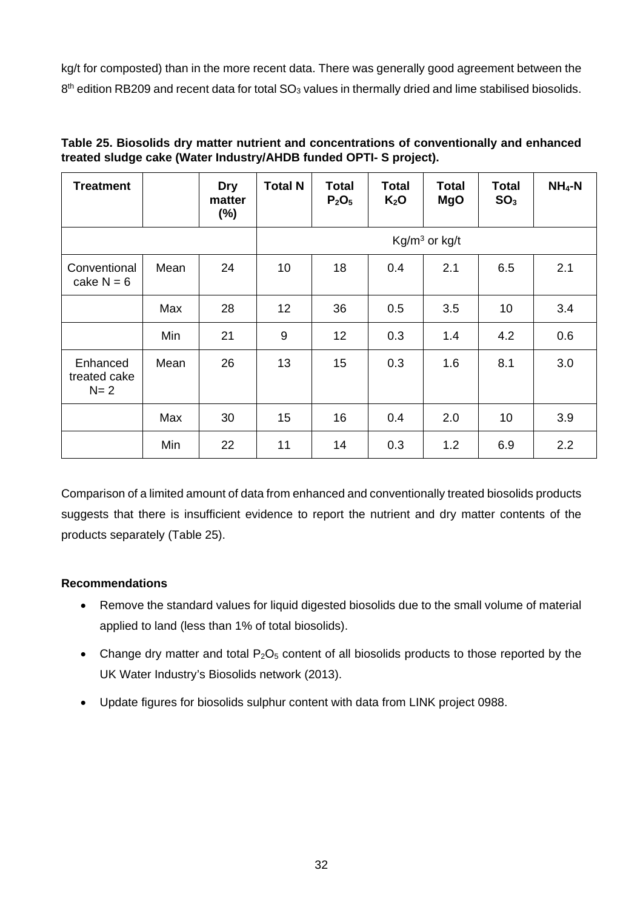kg/t for composted) than in the more recent data. There was generally good agreement between the 8th edition RB209 and recent data for total $SO_3$ values in thermally dried and lime stabilised biosolids.

**Table 25. Biosolids dry matter nutrient and concentrations of conventionally and enhanced treated sludge cake (Water Industry/AHDB funded OPTI- S project).**

| Treatment | | Dry matter (%) | Total N | Total $P_2O_5$ | Total $K_2O$ | Total MgO | Total $SO_3$ | $NH_4$-N |
|---|---|---|---|---|---|---|---|---|
| | | | Kg/m$^3$ or kg/t | | | | | |
| Conventional cake N = 6 | Mean | 24 | 10 | 18 | 0.4 | 2.1 | 6.5 | 2.1 |
| | Max | 28 | 12 | 36 | 0.5 | 3.5 | 10 | 3.4 |
| | Min | 21 | 9 | 12 | 0.3 | 1.4 | 4.2 | 0.6 |
| Enhanced treated cake N= 2 | Mean | 26 | 13 | 15 | 0.3 | 1.6 | 8.1 | 3.0 |
| | Max | 30 | 15 | 16 | 0.4 | 2.0 | 10 | 3.9 |
| | Min | 22 | 11 | 14 | 0.3 | 1.2 | 6.9 | 2.2 |

Comparison of a limited amount of data from enhanced and conventionally treated biosolids products suggests that there is insufficient evidence to report the nutrient and dry matter contents of the products separately (Table 25).

**Recommendations**

- Remove the standard values for liquid digested biosolids due to the small volume of material applied to land (less than 1% of total biosolids).
- Change dry matter and total $P_2O_5$ content of all biosolids products to those reported by the UK Water Industry's Biosolids network (2013).
- Update figures for biosolids sulphur content with data from LINK project 0988.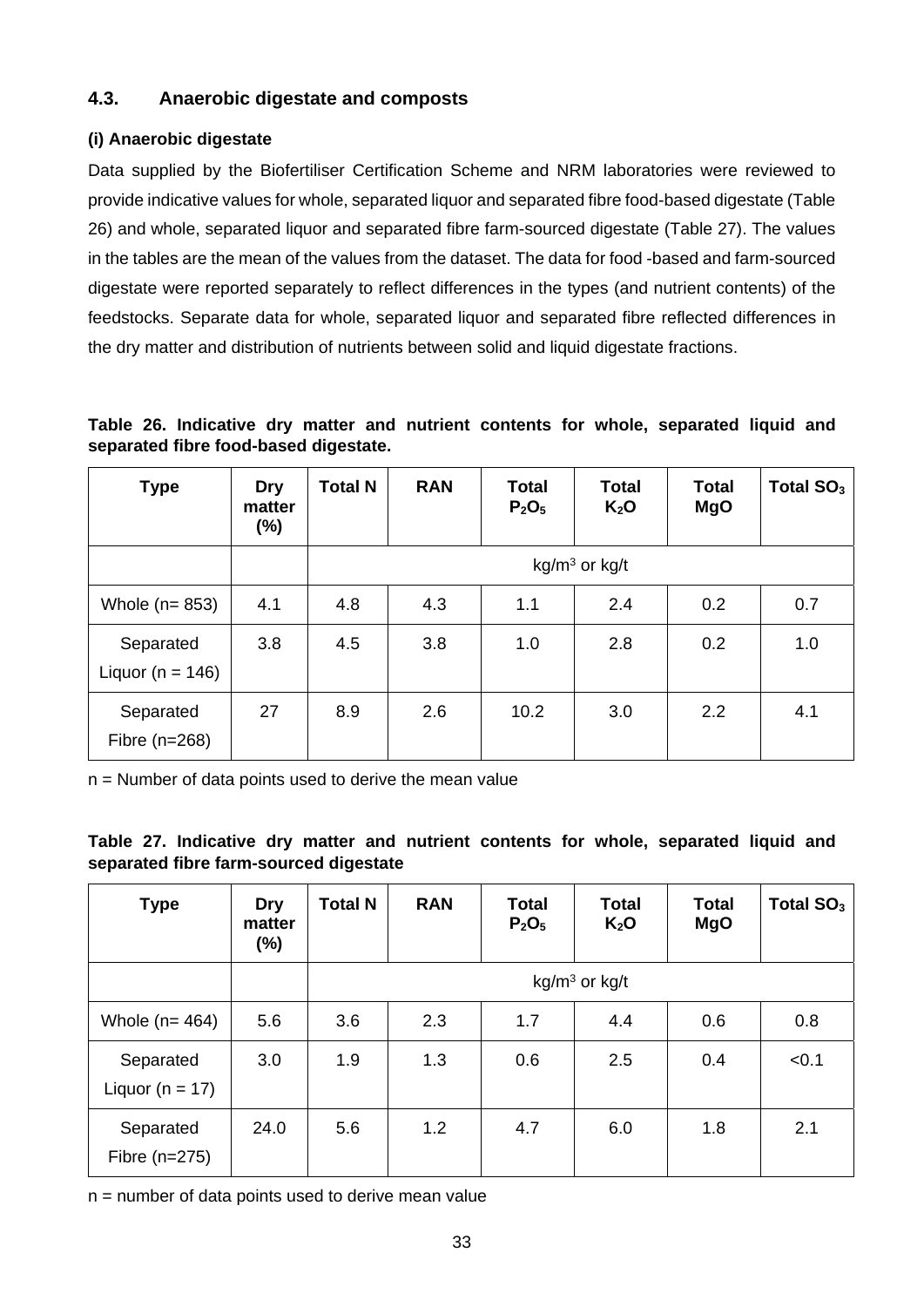## 4.3. Anaerobic digestate and composts

### (i) Anaerobic digestate

Data supplied by the Biofertiliser Certification Scheme and NRM laboratories were reviewed to provide indicative values for whole, separated liquor and separated fibre food-based digestate (Table 26) and whole, separated liquor and separated fibre farm-sourced digestate (Table 27). The values in the tables are the mean of the values from the dataset. The data for food -based and farm-sourced digestate were reported separately to reflect differences in the types (and nutrient contents) of the feedstocks. Separate data for whole, separated liquor and separated fibre reflected differences in the dry matter and distribution of nutrients between solid and liquid digestate fractions.

**Table 26. Indicative dry matter and nutrient contents for whole, separated liquid and separated fibre food-based digestate.**

| Type | Dry matter (%) | Total N | RAN | Total $P_2O_5$ | Total $K_2O$ | Total MgO | Total $SO_3$ |
|---|---|---|---|---|---|---|---|
| | | $kg/m^3$ or kg/t | | | | | |
| Whole (n= 853) | 4.1 | 4.8 | 4.3 | 1.1 | 2.4 | 0.2 | 0.7 |
| Separated Liquor (n = 146) | 3.8 | 4.5 | 3.8 | 1.0 | 2.8 | 0.2 | 1.0 |
| Separated Fibre (n=268) | 27 | 8.9 | 2.6 | 10.2 | 3.0 | 2.2 | 4.1 |

n = Number of data points used to derive the mean value

**Table 27. Indicative dry matter and nutrient contents for whole, separated liquid and separated fibre farm-sourced digestate**

| Type | Dry matter (%) | Total N | RAN | Total $P_2O_5$ | Total $K_2O$ | Total MgO | Total $SO_3$ |
|---|---|---|---|---|---|---|---|
| | | $kg/m^3$ or kg/t | | | | | |
| Whole (n= 464) | 5.6 | 3.6 | 2.3 | 1.7 | 4.4 | 0.6 | 0.8 |
| Separated Liquor (n = 17) | 3.0 | 1.9 | 1.3 | 0.6 | 2.5 | 0.4 | <0.1 |
| Separated Fibre (n=275) | 24.0 | 5.6 | 1.2 | 4.7 | 6.0 | 1.8 | 2.1 |

n = number of data points used to derive mean value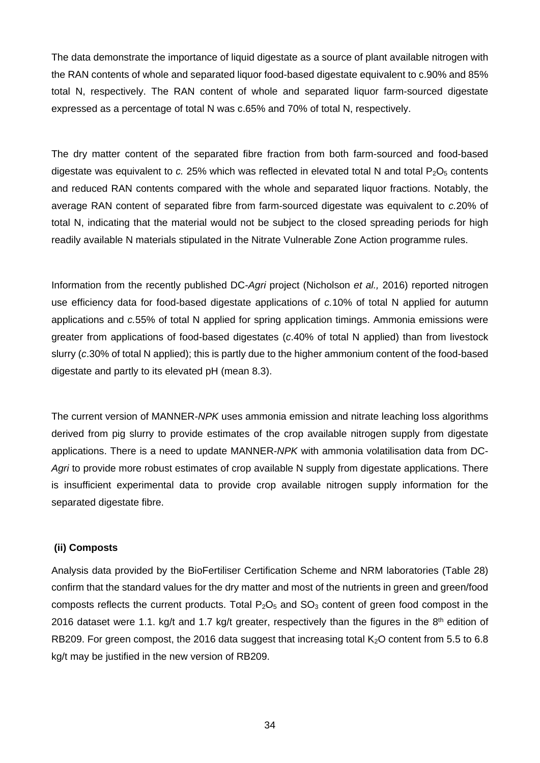The data demonstrate the importance of liquid digestate as a source of plant available nitrogen with the RAN contents of whole and separated liquor food-based digestate equivalent to c.90% and 85% total N, respectively. The RAN content of whole and separated liquor farm-sourced digestate expressed as a percentage of total N was c.65% and 70% of total N, respectively.

The dry matter content of the separated fibre fraction from both farm-sourced and food-based digestate was equivalent to *c.* 25% which was reflected in elevated total N and total $P_2O_5$ contents and reduced RAN contents compared with the whole and separated liquor fractions. Notably, the average RAN content of separated fibre from farm-sourced digestate was equivalent to *c.*20% of total N, indicating that the material would not be subject to the closed spreading periods for high readily available N materials stipulated in the Nitrate Vulnerable Zone Action programme rules.

Information from the recently published DC-*Agri* project (Nicholson *et al.,* 2016) reported nitrogen use efficiency data for food-based digestate applications of *c.*10% of total N applied for autumn applications and *c.*55% of total N applied for spring application timings. Ammonia emissions were greater from applications of food-based digestates (*c*.40% of total N applied) than from livestock slurry (*c*.30% of total N applied); this is partly due to the higher ammonium content of the food-based digestate and partly to its elevated pH (mean 8.3).

The current version of MANNER-*NPK* uses ammonia emission and nitrate leaching loss algorithms derived from pig slurry to provide estimates of the crop available nitrogen supply from digestate applications. There is a need to update MANNER-*NPK* with ammonia volatilisation data from DC-*Agri* to provide more robust estimates of crop available N supply from digestate applications. There is insufficient experimental data to provide crop available nitrogen supply information for the separated digestate fibre.

**(ii) Composts**

Analysis data provided by the BioFertiliser Certification Scheme and NRM laboratories (Table 28) confirm that the standard values for the dry matter and most of the nutrients in green and green/food composts reflects the current products. Total $P_2O_5$ and $SO_3$ content of green food compost in the 2016 dataset were 1.1. kg/t and 1.7 kg/t greater, respectively than the figures in the 8th edition of RB209. For green compost, the 2016 data suggest that increasing total $K_2O$ content from 5.5 to 6.8 kg/t may be justified in the new version of RB209.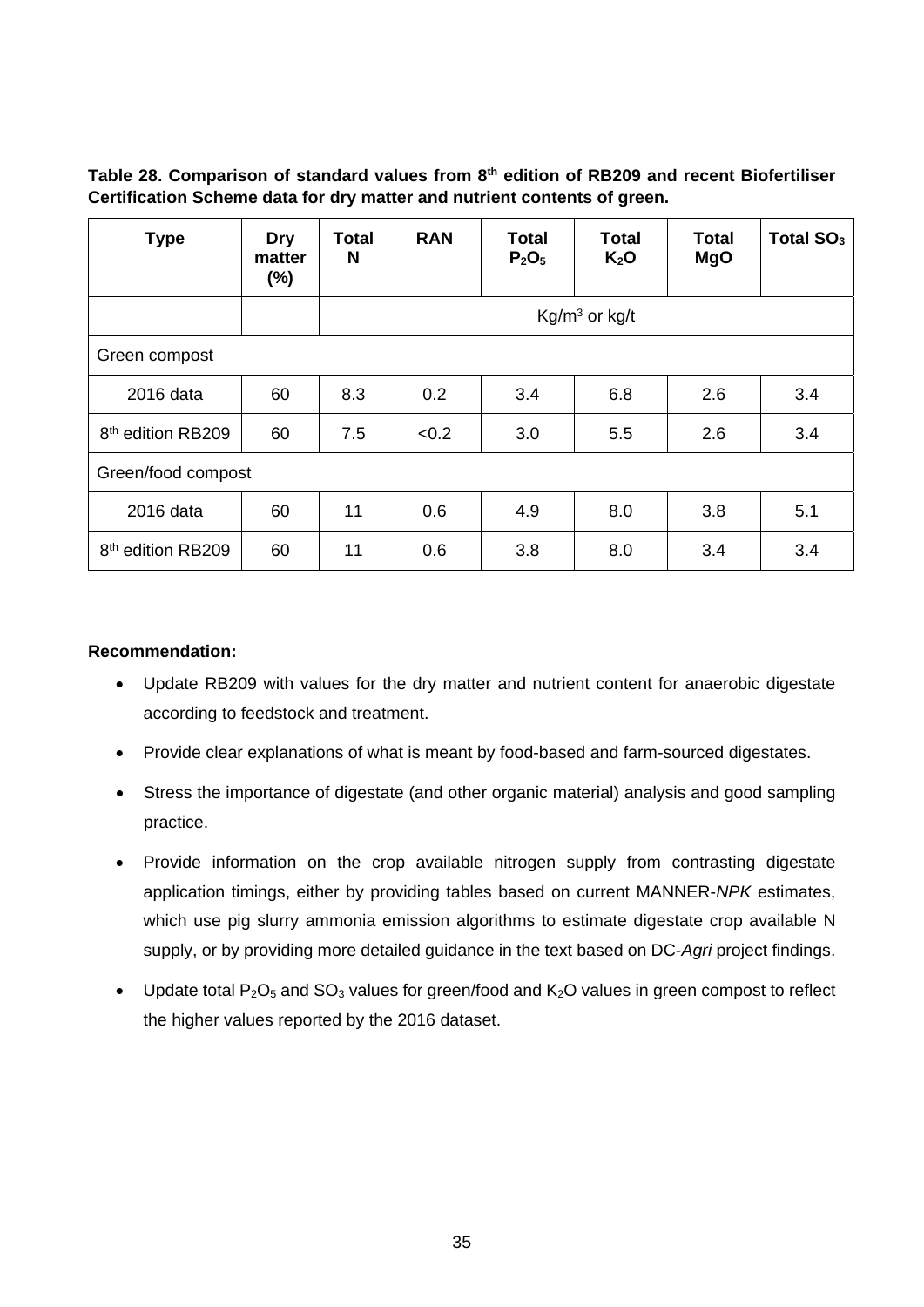**Table 28. Comparison of standard values from 8th edition of RB209 and recent Biofertiliser Certification Scheme data for dry matter and nutrient contents of green.**

| Type | Dry matter (%) | Total N | RAN | Total $P_2O_5$ | Total $K_2O$ | Total MgO | Total $SO_3$ |
|---|---|---|---|---|---|---|---|
| | | Kg/m$^3$ or kg/t | | | | | |
| Green compost | | | | | | | |
| 2016 data | 60 | 8.3 | 0.2 | 3.4 | 6.8 | 2.6 | 3.4 |
| 8th edition RB209 | 60 | 7.5 | <0.2 | 3.0 | 5.5 | 2.6 | 3.4 |
| Green/food compost | | | | | | | |
| 2016 data | 60 | 11 | 0.6 | 4.9 | 8.0 | 3.8 | 5.1 |
| 8th edition RB209 | 60 | 11 | 0.6 | 3.8 | 8.0 | 3.4 | 3.4 |

**Recommendation:**

- Update RB209 with values for the dry matter and nutrient content for anaerobic digestate according to feedstock and treatment.
- Provide clear explanations of what is meant by food-based and farm-sourced digestates.
- Stress the importance of digestate (and other organic material) analysis and good sampling practice.
- Provide information on the crop available nitrogen supply from contrasting digestate application timings, either by providing tables based on current MANNER-*NPK* estimates, which use pig slurry ammonia emission algorithms to estimate digestate crop available N supply, or by providing more detailed guidance in the text based on DC-*Agri* project findings.
- Update total $P_2O_5$ and $SO_3$ values for green/food and $K_2O$ values in green compost to reflect the higher values reported by the 2016 dataset.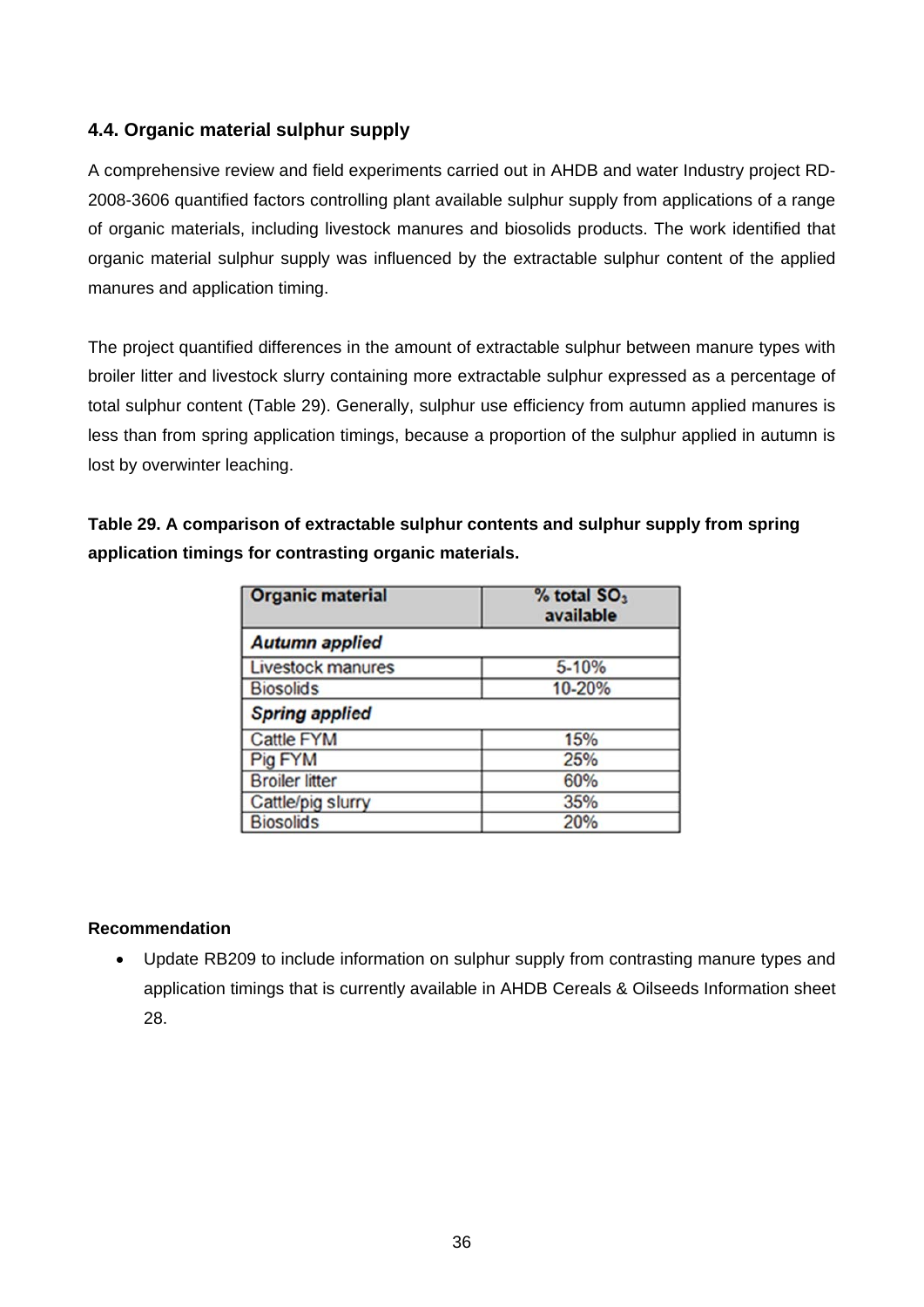### 4.4. Organic material sulphur supply

A comprehensive review and field experiments carried out in AHDB and water Industry project RD-2008-3606 quantified factors controlling plant available sulphur supply from applications of a range of organic materials, including livestock manures and biosolids products. The work identified that organic material sulphur supply was influenced by the extractable sulphur content of the applied manures and application timing.

The project quantified differences in the amount of extractable sulphur between manure types with broiler litter and livestock slurry containing more extractable sulphur expressed as a percentage of total sulphur content (Table 29). Generally, sulphur use efficiency from autumn applied manures is less than from spring application timings, because a proportion of the sulphur applied in autumn is lost by overwinter leaching.

**Table 29. A comparison of extractable sulphur contents and sulphur supply from spring application timings for contrasting organic materials.**

| Organic material | % total $SO_3$ available |
|---|---|
| ***Autumn applied*** | |
| Livestock manures | 5-10% |
| Biosolids | 10-20% |
| ***Spring applied*** | |
| Cattle FYM | 15% |
| Pig FYM | 25% |
| Broiler litter | 60% |
| Cattle/pig slurry | 35% |
| Biosolids | 20% |

**Recommendation**

- Update RB209 to include information on sulphur supply from contrasting manure types and application timings that is currently available in AHDB Cereals & Oilseeds Information sheet 28.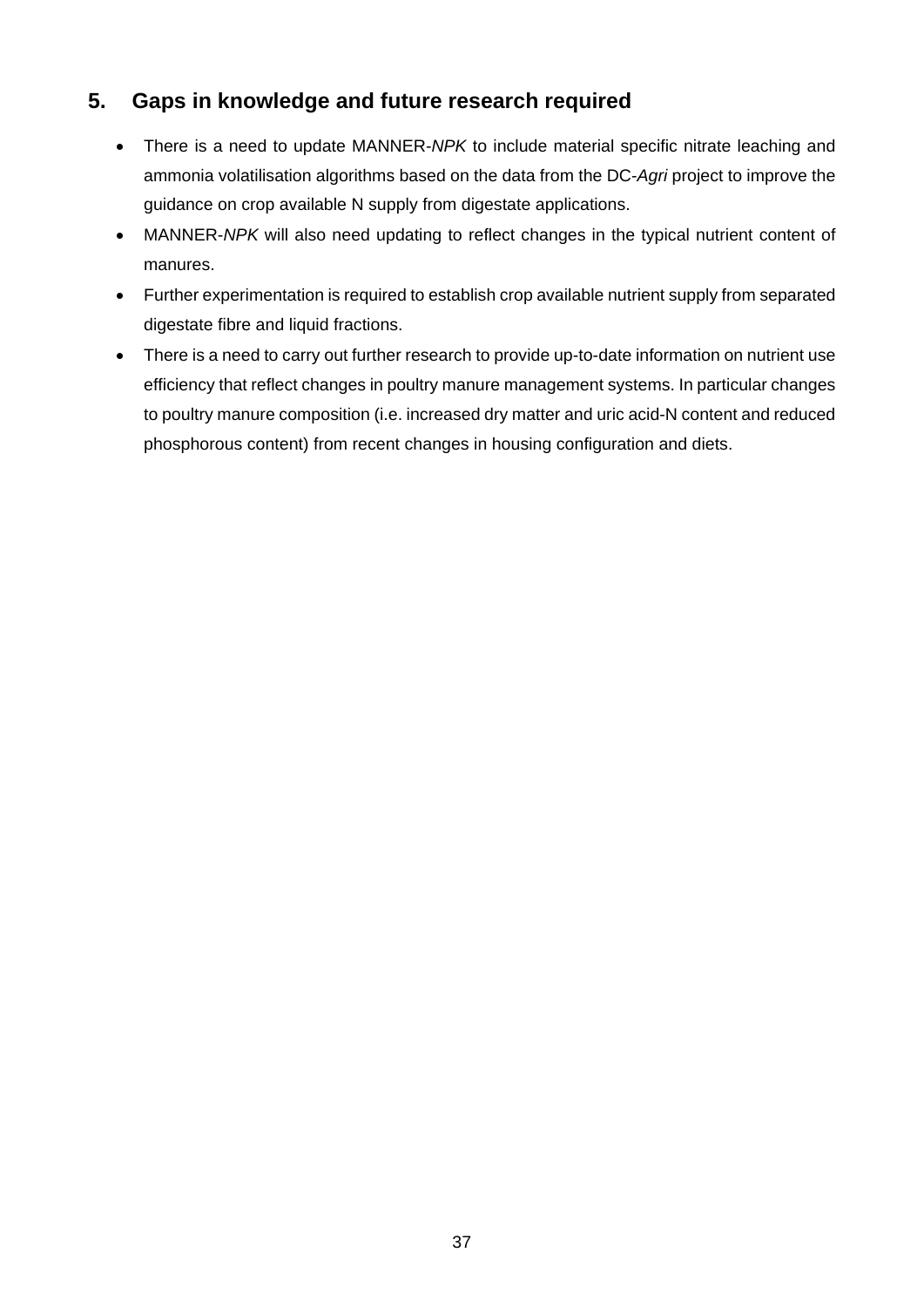## 5. Gaps in knowledge and future research required

- There is a need to update MANNER-*NPK* to include material specific nitrate leaching and ammonia volatilisation algorithms based on the data from the DC-*Agri* project to improve the guidance on crop available N supply from digestate applications.
- MANNER-*NPK* will also need updating to reflect changes in the typical nutrient content of manures.
- Further experimentation is required to establish crop available nutrient supply from separated digestate fibre and liquid fractions.
- There is a need to carry out further research to provide up-to-date information on nutrient use efficiency that reflect changes in poultry manure management systems. In particular changes to poultry manure composition (i.e. increased dry matter and uric acid-N content and reduced phosphorous content) from recent changes in housing configuration and diets.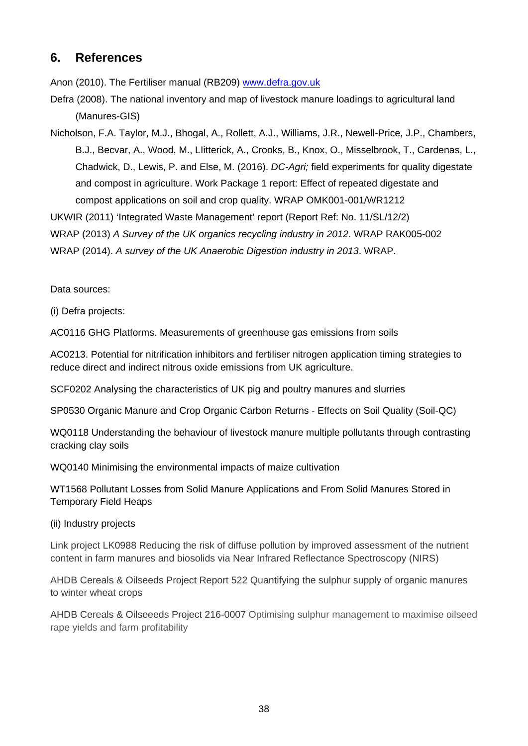## 6. References

Anon (2010). The Fertiliser manual (RB209) [www.defra.gov.uk](http://www.defra.gov.uk)

Defra (2008). The national inventory and map of livestock manure loadings to agricultural land (Manures-GIS)

Nicholson, F.A. Taylor, M.J., Bhogal, A., Rollett, A.J., Williams, J.R., Newell-Price, J.P., Chambers, B.J., Becvar, A., Wood, M., LIitterick, A., Crooks, B., Knox, O., Misselbrook, T., Cardenas, L., Chadwick, D., Lewis, P. and Else, M. (2016). *DC-Agri;* field experiments for quality digestate and compost in agriculture. Work Package 1 report: Effect of repeated digestate and compost applications on soil and crop quality. WRAP OMK001-001/WR1212

UKWIR (2011) 'Integrated Waste Management' report (Report Ref: No. 11/SL/12/2)

WRAP (2013) *A Survey of the UK organics recycling industry in 2012*. WRAP RAK005-002

WRAP (2014). *A survey of the UK Anaerobic Digestion industry in 2013*. WRAP.

Data sources:

(i) Defra projects:

AC0116 GHG Platforms. Measurements of greenhouse gas emissions from soils

AC0213. Potential for nitrification inhibitors and fertiliser nitrogen application timing strategies to reduce direct and indirect nitrous oxide emissions from UK agriculture.

SCF0202 Analysing the characteristics of UK pig and poultry manures and slurries

SP0530 Organic Manure and Crop Organic Carbon Returns - Effects on Soil Quality (Soil-QC)

WQ0118 Understanding the behaviour of livestock manure multiple pollutants through contrasting cracking clay soils

WQ0140 Minimising the environmental impacts of maize cultivation

WT1568 Pollutant Losses from Solid Manure Applications and From Solid Manures Stored in Temporary Field Heaps

(ii) Industry projects

Link project LK0988 Reducing the risk of diffuse pollution by improved assessment of the nutrient content in farm manures and biosolids via Near Infrared Reflectance Spectroscopy (NIRS)

AHDB Cereals & Oilseeds Project Report 522 Quantifying the sulphur supply of organic manures to winter wheat crops

AHDB Cereals & Oilseeeds Project 216-0007 Optimising sulphur management to maximise oilseed rape yields and farm profitability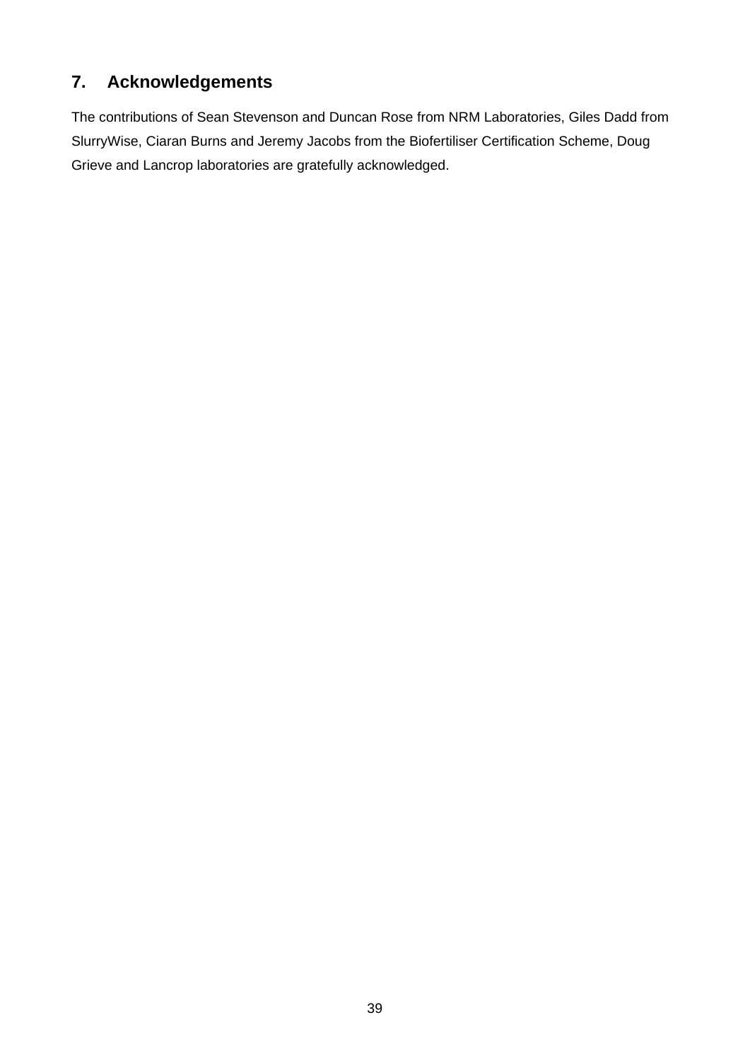## 7. Acknowledgements

The contributions of Sean Stevenson and Duncan Rose from NRM Laboratories, Giles Dadd from SlurryWise, Ciaran Burns and Jeremy Jacobs from the Biofertiliser Certification Scheme, Doug Grieve and Lancrop laboratories are gratefully acknowledged.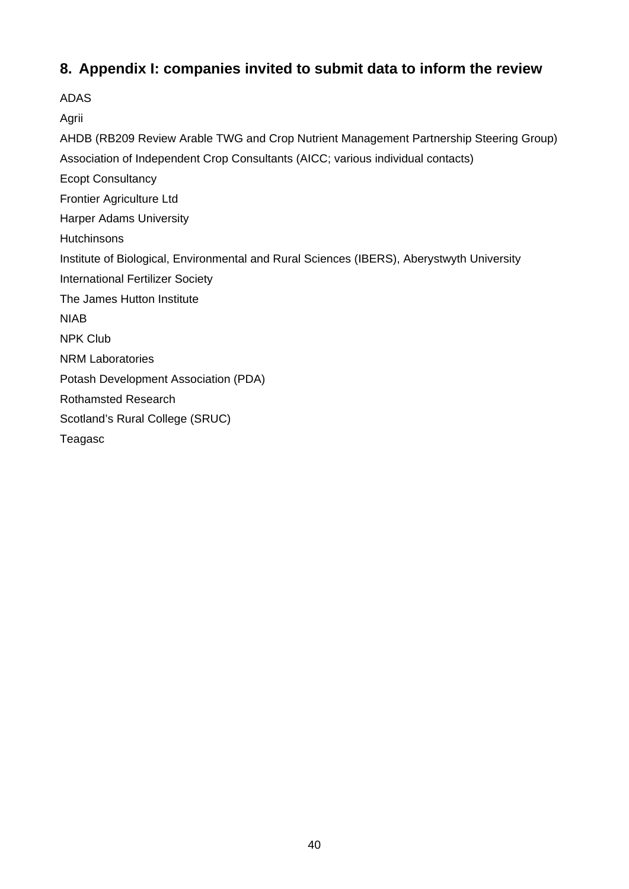## 8. Appendix I: companies invited to submit data to inform the review

ADAS

Agrii

AHDB (RB209 Review Arable TWG and Crop Nutrient Management Partnership Steering Group)

Association of Independent Crop Consultants (AICC; various individual contacts)

Ecopt Consultancy

Frontier Agriculture Ltd

Harper Adams University

Hutchinsons

Institute of Biological, Environmental and Rural Sciences (IBERS), Aberystwyth University

International Fertilizer Society

The James Hutton Institute

NIAB

NPK Club

NRM Laboratories

Potash Development Association (PDA)

Rothamsted Research

Scotland’s Rural College (SRUC)

Teagasc